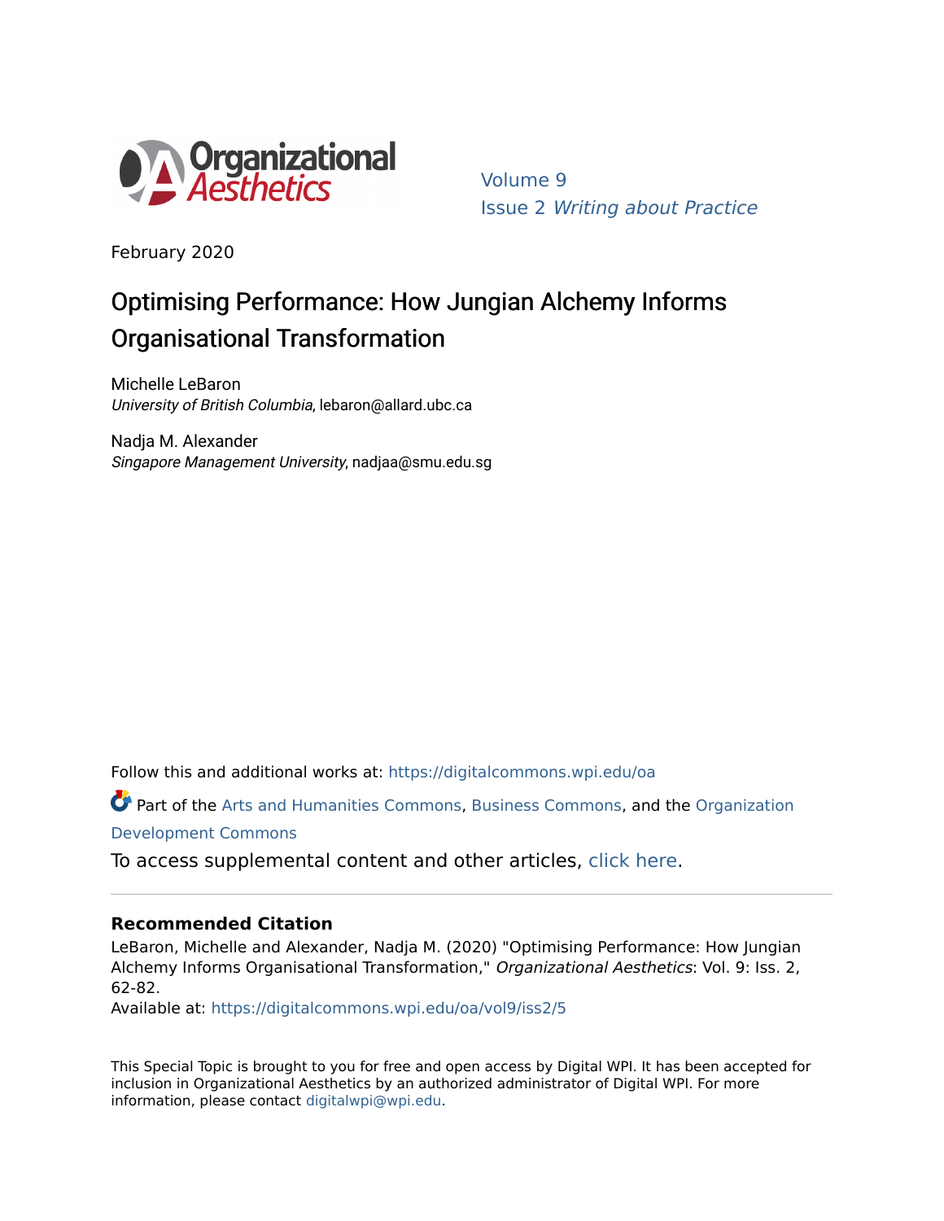Organizational Aesthetics

Volume 9
Issue 2 *Writing about Practice*

February 2020

# Optimising Performance: How Jungian Alchemy Informs Organisational Transformation

Michelle LeBaron
*University of British Columbia*, lebaron@allard.ubc.ca

Nadja M. Alexander
*Singapore Management University*, nadjaa@smu.edu.sg

Follow this and additional works at: https://digitalcommons.wpi.edu/oa

Part of the Arts and Humanities Commons, Business Commons, and the Organization Development Commons

To access supplemental content and other articles, click here.

---

### Recommended Citation

LeBaron, Michelle and Alexander, Nadja M. (2020) "Optimising Performance: How Jungian Alchemy Informs Organisational Transformation," *Organizational Aesthetics*: Vol. 9: Iss. 2, 62-82.
Available at: https://digitalcommons.wpi.edu/oa/vol9/iss2/5

This Special Topic is brought to you for free and open access by Digital WPI. It has been accepted for inclusion in Organizational Aesthetics by an authorized administrator of Digital WPI. For more information, please contact digitalwpi@wpi.edu.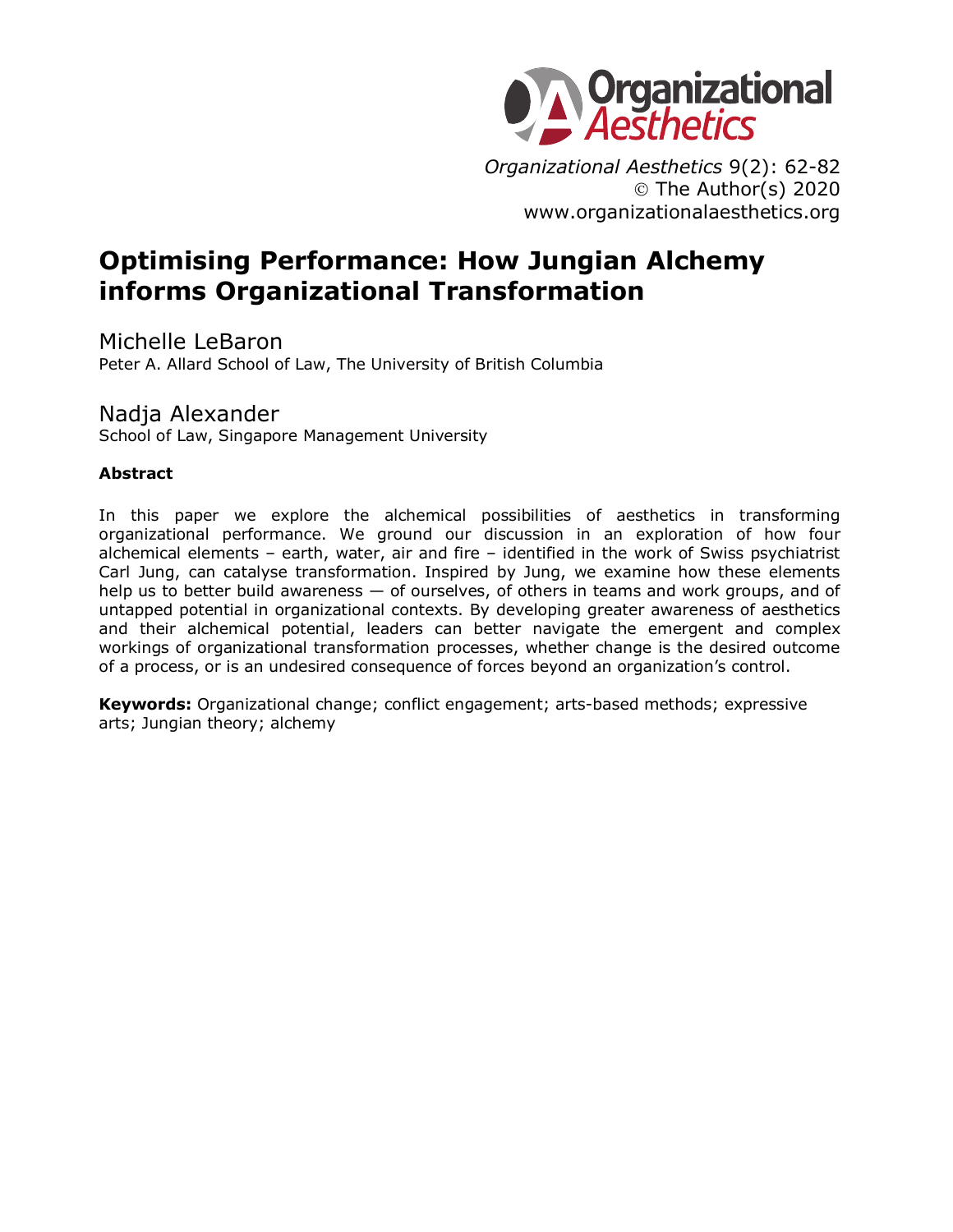# Optimising Performance: How Jungian Alchemy informs Organizational Transformation

Michelle LeBaron
Peter A. Allard School of Law, The University of British Columbia

Nadja Alexander
School of Law, Singapore Management University

**Abstract**

In this paper we explore the alchemical possibilities of aesthetics in transforming organizational performance. We ground our discussion in an exploration of how four alchemical elements – earth, water, air and fire – identified in the work of Swiss psychiatrist Carl Jung, can catalyse transformation. Inspired by Jung, we examine how these elements help us to better build awareness — of ourselves, of others in teams and work groups, and of untapped potential in organizational contexts. By developing greater awareness of aesthetics and their alchemical potential, leaders can better navigate the emergent and complex workings of organizational transformation processes, whether change is the desired outcome of a process, or is an undesired consequence of forces beyond an organization's control.

**Keywords:** Organizational change; conflict engagement; arts-based methods; expressive arts; Jungian theory; alchemy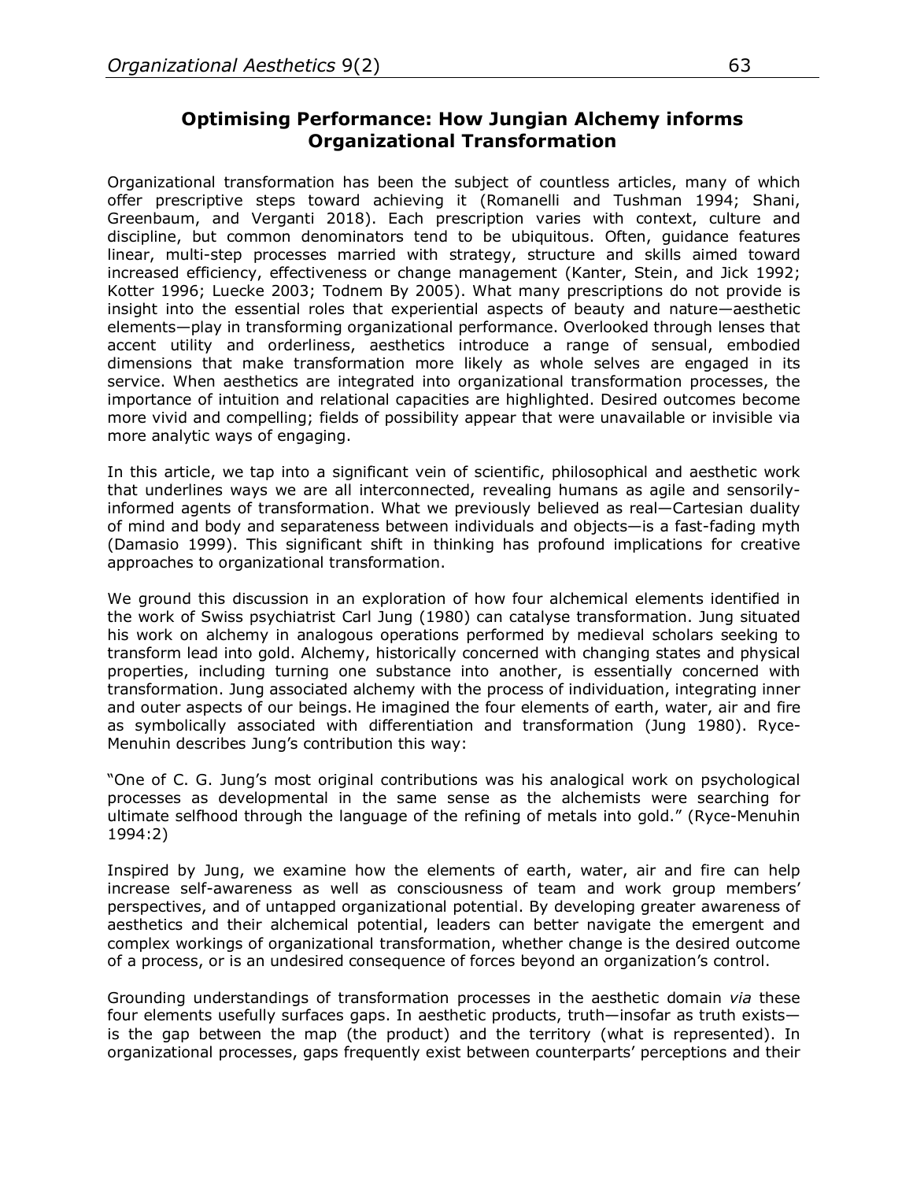## Optimising Performance: How Jungian Alchemy informs Organizational Transformation

Organizational transformation has been the subject of countless articles, many of which offer prescriptive steps toward achieving it (Romanelli and Tushman 1994; Shani, Greenbaum, and Verganti 2018). Each prescription varies with context, culture and discipline, but common denominators tend to be ubiquitous. Often, guidance features linear, multi-step processes married with strategy, structure and skills aimed toward increased efficiency, effectiveness or change management (Kanter, Stein, and Jick 1992; Kotter 1996; Luecke 2003; Todnem By 2005). What many prescriptions do not provide is insight into the essential roles that experiential aspects of beauty and nature—aesthetic elements—play in transforming organizational performance. Overlooked through lenses that accent utility and orderliness, aesthetics introduce a range of sensual, embodied dimensions that make transformation more likely as whole selves are engaged in its service. When aesthetics are integrated into organizational transformation processes, the importance of intuition and relational capacities are highlighted. Desired outcomes become more vivid and compelling; fields of possibility appear that were unavailable or invisible via more analytic ways of engaging.

In this article, we tap into a significant vein of scientific, philosophical and aesthetic work that underlines ways we are all interconnected, revealing humans as agile and sensorily-informed agents of transformation. What we previously believed as real—Cartesian duality of mind and body and separateness between individuals and objects—is a fast-fading myth (Damasio 1999). This significant shift in thinking has profound implications for creative approaches to organizational transformation.

We ground this discussion in an exploration of how four alchemical elements identified in the work of Swiss psychiatrist Carl Jung (1980) can catalyse transformation. Jung situated his work on alchemy in analogous operations performed by medieval scholars seeking to transform lead into gold. Alchemy, historically concerned with changing states and physical properties, including turning one substance into another, is essentially concerned with transformation. Jung associated alchemy with the process of individuation, integrating inner and outer aspects of our beings. He imagined the four elements of earth, water, air and fire as symbolically associated with differentiation and transformation (Jung 1980). Ryce-Menuhin describes Jung's contribution this way:

"One of C. G. Jung's most original contributions was his analogical work on psychological processes as developmental in the same sense as the alchemists were searching for ultimate selfhood through the language of the refining of metals into gold." (Ryce-Menuhin 1994:2)

Inspired by Jung, we examine how the elements of earth, water, air and fire can help increase self-awareness as well as consciousness of team and work group members' perspectives, and of untapped organizational potential. By developing greater awareness of aesthetics and their alchemical potential, leaders can better navigate the emergent and complex workings of organizational transformation, whether change is the desired outcome of a process, or is an undesired consequence of forces beyond an organization's control.

Grounding understandings of transformation processes in the aesthetic domain *via* these four elements usefully surfaces gaps. In aesthetic products, truth—insofar as truth exists—is the gap between the map (the product) and the territory (what is represented). In organizational processes, gaps frequently exist between counterparts' perceptions and their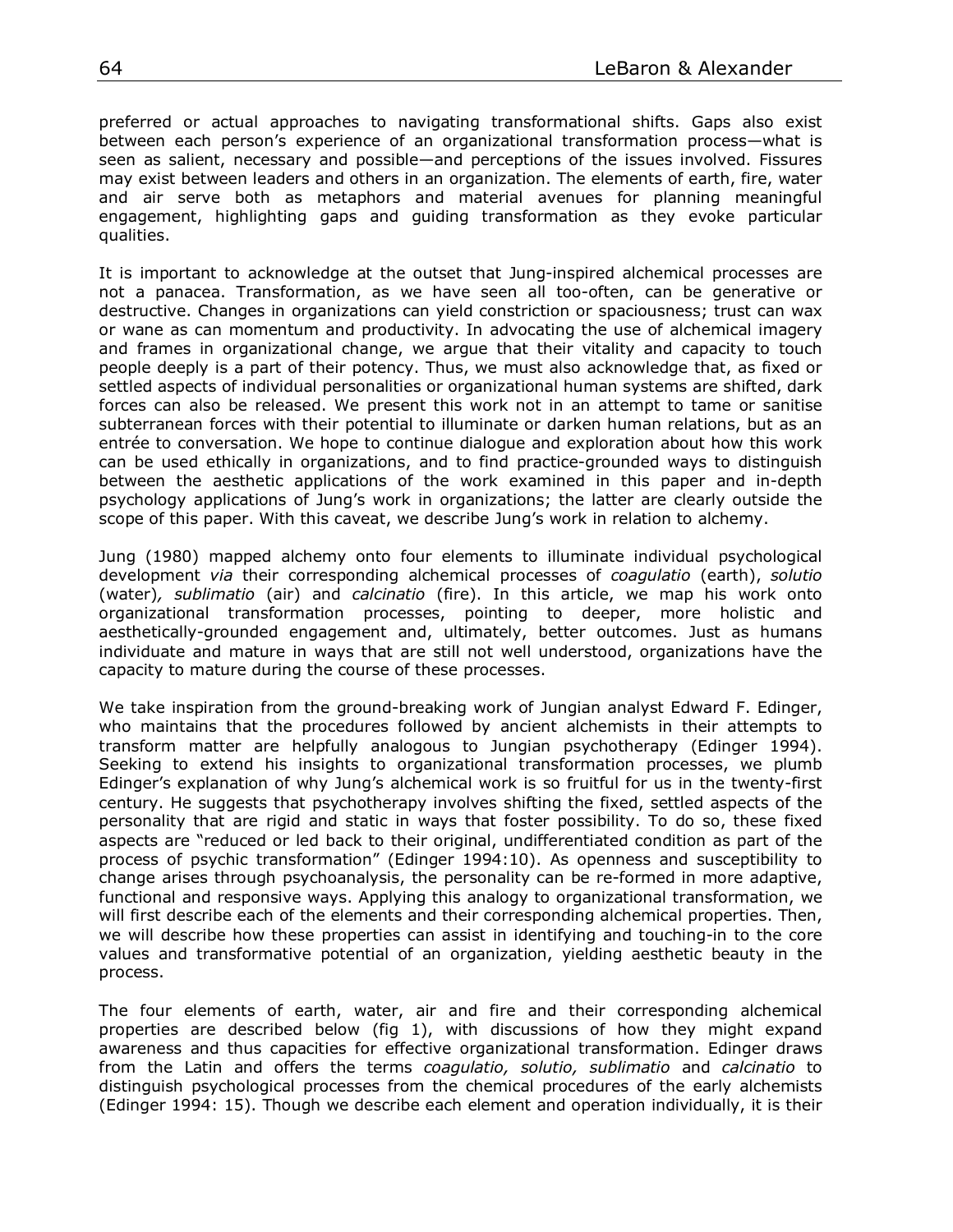preferred or actual approaches to navigating transformational shifts. Gaps also exist between each person's experience of an organizational transformation process—what is seen as salient, necessary and possible—and perceptions of the issues involved. Fissures may exist between leaders and others in an organization. The elements of earth, fire, water and air serve both as metaphors and material avenues for planning meaningful engagement, highlighting gaps and guiding transformation as they evoke particular qualities.

It is important to acknowledge at the outset that Jung-inspired alchemical processes are not a panacea. Transformation, as we have seen all too-often, can be generative or destructive. Changes in organizations can yield constriction or spaciousness; trust can wax or wane as can momentum and productivity. In advocating the use of alchemical imagery and frames in organizational change, we argue that their vitality and capacity to touch people deeply is a part of their potency. Thus, we must also acknowledge that, as fixed or settled aspects of individual personalities or organizational human systems are shifted, dark forces can also be released. We present this work not in an attempt to tame or sanitise subterranean forces with their potential to illuminate or darken human relations, but as an entrée to conversation. We hope to continue dialogue and exploration about how this work can be used ethically in organizations, and to find practice-grounded ways to distinguish between the aesthetic applications of the work examined in this paper and in-depth psychology applications of Jung's work in organizations; the latter are clearly outside the scope of this paper. With this caveat, we describe Jung's work in relation to alchemy.

Jung (1980) mapped alchemy onto four elements to illuminate individual psychological development *via* their corresponding alchemical processes of *coagulatio* (earth), *solutio* (water), *sublimatio* (air) and *calcinatio* (fire). In this article, we map his work onto organizational transformation processes, pointing to deeper, more holistic and aesthetically-grounded engagement and, ultimately, better outcomes. Just as humans individuate and mature in ways that are still not well understood, organizations have the capacity to mature during the course of these processes.

We take inspiration from the ground-breaking work of Jungian analyst Edward F. Edinger, who maintains that the procedures followed by ancient alchemists in their attempts to transform matter are helpfully analogous to Jungian psychotherapy (Edinger 1994). Seeking to extend his insights to organizational transformation processes, we plumb Edinger's explanation of why Jung's alchemical work is so fruitful for us in the twenty-first century. He suggests that psychotherapy involves shifting the fixed, settled aspects of the personality that are rigid and static in ways that foster possibility. To do so, these fixed aspects are "reduced or led back to their original, undifferentiated condition as part of the process of psychic transformation" (Edinger 1994:10). As openness and susceptibility to change arises through psychoanalysis, the personality can be re-formed in more adaptive, functional and responsive ways. Applying this analogy to organizational transformation, we will first describe each of the elements and their corresponding alchemical properties. Then, we will describe how these properties can assist in identifying and touching-in to the core values and transformative potential of an organization, yielding aesthetic beauty in the process.

The four elements of earth, water, air and fire and their corresponding alchemical properties are described below (fig 1), with discussions of how they might expand awareness and thus capacities for effective organizational transformation. Edinger draws from the Latin and offers the terms *coagulatio, solutio, sublimatio* and *calcinatio* to distinguish psychological processes from the chemical procedures of the early alchemists (Edinger 1994: 15). Though we describe each element and operation individually, it is their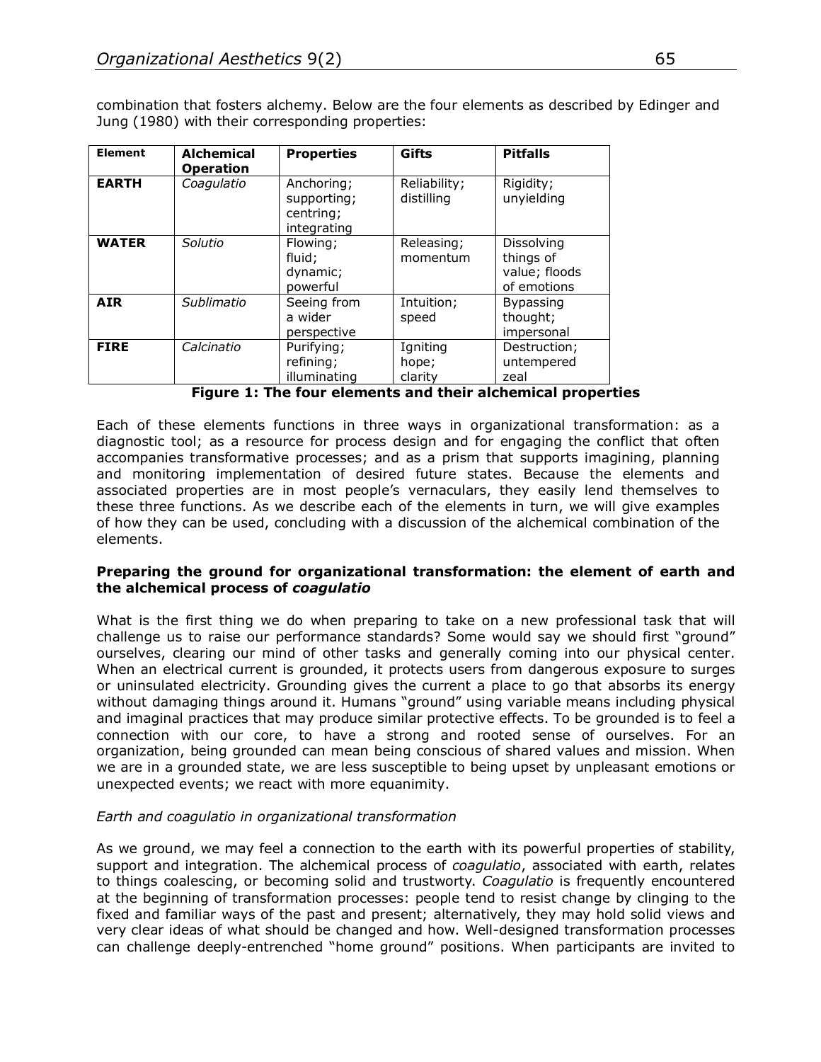combination that fosters alchemy. Below are the four elements as described by Edinger and Jung (1980) with their corresponding properties:

| Element | Alchemical Operation | Properties | Gifts | Pitfalls |
|---|---|---|---|---|
| **EARTH** | *Coagulatio* | Anchoring; supporting; centring; integrating | Reliability; distilling | Rigidity; unyielding |
| **WATER** | *Solutio* | Flowing; fluid; dynamic; powerful | Releasing; momentum | Dissolving things of value; floods of emotions |
| **AIR** | *Sublimatio* | Seeing from a wider perspective | Intuition; speed | Bypassing thought; impersonal |
| **FIRE** | *Calcinatio* | Purifying; refining; illuminating | Igniting hope; clarity | Destruction; untempered zeal |

**Figure 1: The four elements and their alchemical properties**

Each of these elements functions in three ways in organizational transformation: as a diagnostic tool; as a resource for process design and for engaging the conflict that often accompanies transformative processes; and as a prism that supports imagining, planning and monitoring implementation of desired future states. Because the elements and associated properties are in most people's vernaculars, they easily lend themselves to these three functions. As we describe each of the elements in turn, we will give examples of how they can be used, concluding with a discussion of the alchemical combination of the elements.

### Preparing the ground for organizational transformation: the element of earth and the alchemical process of *coagulatio*

What is the first thing we do when preparing to take on a new professional task that will challenge us to raise our performance standards? Some would say we should first "ground" ourselves, clearing our mind of other tasks and generally coming into our physical center. When an electrical current is grounded, it protects users from dangerous exposure to surges or uninsulated electricity. Grounding gives the current a place to go that absorbs its energy without damaging things around it. Humans "ground" using variable means including physical and imaginal practices that may produce similar protective effects. To be grounded is to feel a connection with our core, to have a strong and rooted sense of ourselves. For an organization, being grounded can mean being conscious of shared values and mission. When we are in a grounded state, we are less susceptible to being upset by unpleasant emotions or unexpected events; we react with more equanimity.

#### *Earth and coagulatio in organizational transformation*

As we ground, we may feel a connection to the earth with its powerful properties of stability, support and integration. The alchemical process of *coagulatio*, associated with earth, relates to things coalescing, or becoming solid and trustworthy. *Coagulatio* is frequently encountered at the beginning of transformation processes: people tend to resist change by clinging to the fixed and familiar ways of the past and present; alternatively, they may hold solid views and very clear ideas of what should be changed and how. Well-designed transformation processes can challenge deeply-entrenched "home ground" positions. When participants are invited to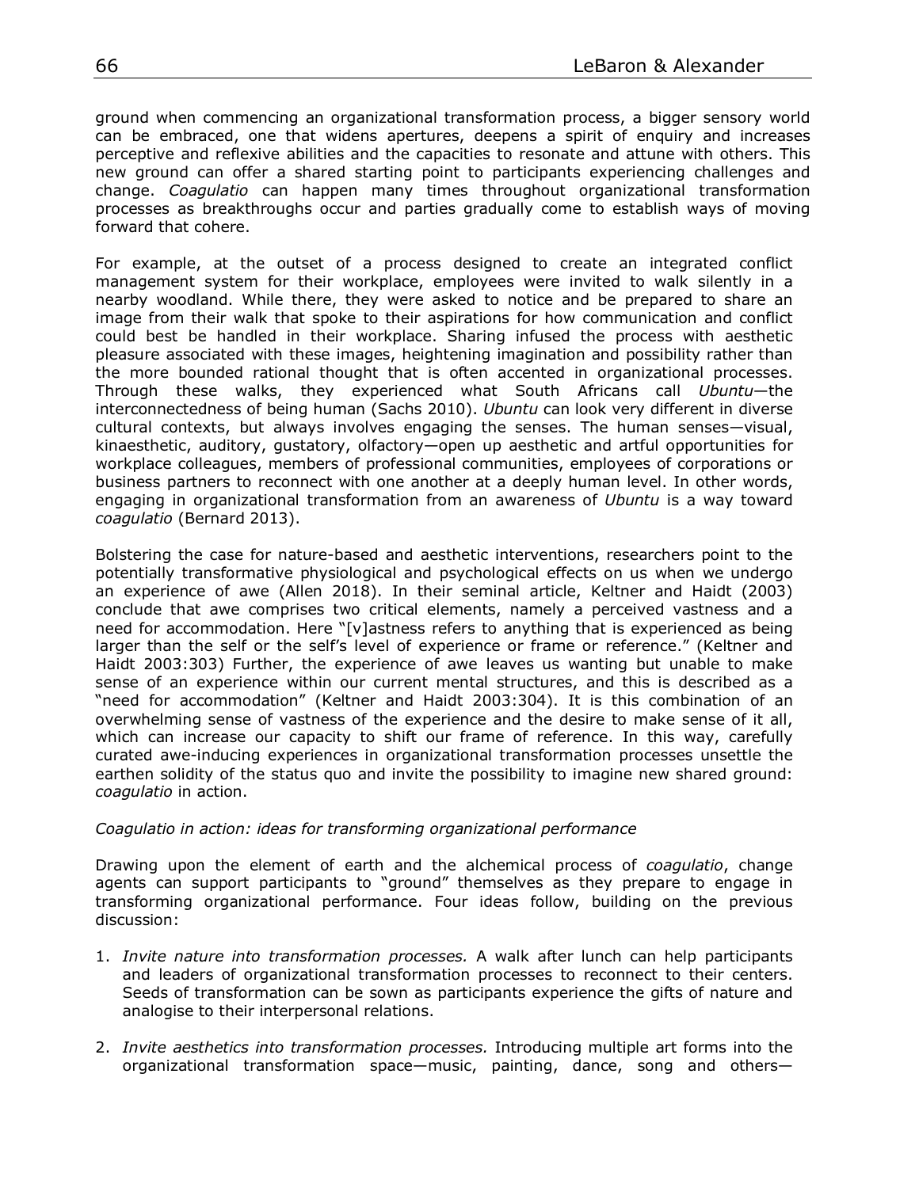ground when commencing an organizational transformation process, a bigger sensory world can be embraced, one that widens apertures, deepens a spirit of enquiry and increases perceptive and reflexive abilities and the capacities to resonate and attune with others. This new ground can offer a shared starting point to participants experiencing challenges and change. *Coagulatio* can happen many times throughout organizational transformation processes as breakthroughs occur and parties gradually come to establish ways of moving forward that cohere.

For example, at the outset of a process designed to create an integrated conflict management system for their workplace, employees were invited to walk silently in a nearby woodland. While there, they were asked to notice and be prepared to share an image from their walk that spoke to their aspirations for how communication and conflict could best be handled in their workplace. Sharing infused the process with aesthetic pleasure associated with these images, heightening imagination and possibility rather than the more bounded rational thought that is often accented in organizational processes. Through these walks, they experienced what South Africans call *Ubuntu*—the interconnectedness of being human (Sachs 2010). *Ubuntu* can look very different in diverse cultural contexts, but always involves engaging the senses. The human senses—visual, kinaesthetic, auditory, gustatory, olfactory—open up aesthetic and artful opportunities for workplace colleagues, members of professional communities, employees of corporations or business partners to reconnect with one another at a deeply human level. In other words, engaging in organizational transformation from an awareness of *Ubuntu* is a way toward *coagulatio* (Bernard 2013).

Bolstering the case for nature-based and aesthetic interventions, researchers point to the potentially transformative physiological and psychological effects on us when we undergo an experience of awe (Allen 2018). In their seminal article, Keltner and Haidt (2003) conclude that awe comprises two critical elements, namely a perceived vastness and a need for accommodation. Here "[v]astness refers to anything that is experienced as being larger than the self or the self's level of experience or frame or reference." (Keltner and Haidt 2003:303) Further, the experience of awe leaves us wanting but unable to make sense of an experience within our current mental structures, and this is described as a "need for accommodation" (Keltner and Haidt 2003:304). It is this combination of an overwhelming sense of vastness of the experience and the desire to make sense of it all, which can increase our capacity to shift our frame of reference. In this way, carefully curated awe-inducing experiences in organizational transformation processes unsettle the earthen solidity of the status quo and invite the possibility to imagine new shared ground: *coagulatio* in action.

*Coagulatio in action: ideas for transforming organizational performance*

Drawing upon the element of earth and the alchemical process of *coagulatio*, change agents can support participants to "ground" themselves as they prepare to engage in transforming organizational performance. Four ideas follow, building on the previous discussion:

1. *Invite nature into transformation processes.* A walk after lunch can help participants and leaders of organizational transformation processes to reconnect to their centers. Seeds of transformation can be sown as participants experience the gifts of nature and analogise to their interpersonal relations.

2. *Invite aesthetics into transformation processes.* Introducing multiple art forms into the organizational transformation space—music, painting, dance, song and others—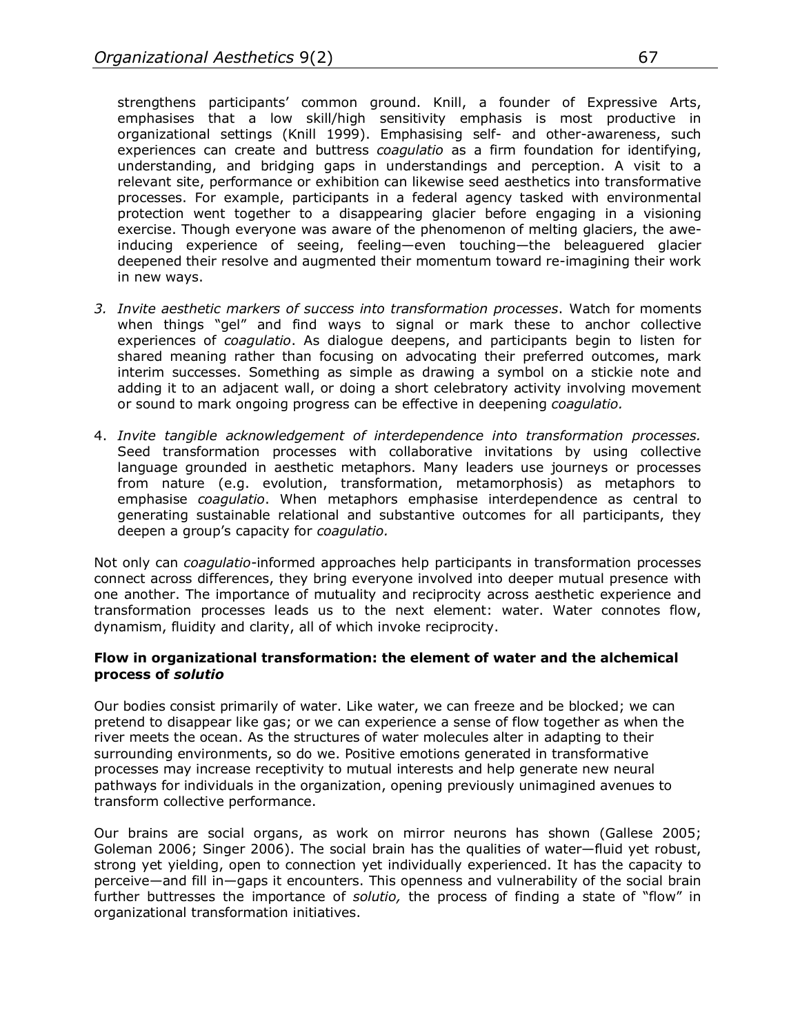strengthens participants' common ground. Knill, a founder of Expressive Arts, emphasises that a low skill/high sensitivity emphasis is most productive in organizational settings (Knill 1999). Emphasising self- and other-awareness, such experiences can create and buttress *coagulatio* as a firm foundation for identifying, understanding, and bridging gaps in understandings and perception. A visit to a relevant site, performance or exhibition can likewise seed aesthetics into transformative processes. For example, participants in a federal agency tasked with environmental protection went together to a disappearing glacier before engaging in a visioning exercise. Though everyone was aware of the phenomenon of melting glaciers, the awe-inducing experience of seeing, feeling—even touching—the beleaguered glacier deepened their resolve and augmented their momentum toward re-imagining their work in new ways.

3. *Invite aesthetic markers of success into transformation processes*. Watch for moments when things "gel" and find ways to signal or mark these to anchor collective experiences of *coagulatio*. As dialogue deepens, and participants begin to listen for shared meaning rather than focusing on advocating their preferred outcomes, mark interim successes. Something as simple as drawing a symbol on a stickie note and adding it to an adjacent wall, or doing a short celebratory activity involving movement or sound to mark ongoing progress can be effective in deepening *coagulatio.*

4. *Invite tangible acknowledgement of interdependence into transformation processes.* Seed transformation processes with collaborative invitations by using collective language grounded in aesthetic metaphors. Many leaders use journeys or processes from nature (e.g. evolution, transformation, metamorphosis) as metaphors to emphasise *coagulatio*. When metaphors emphasise interdependence as central to generating sustainable relational and substantive outcomes for all participants, they deepen a group's capacity for *coagulatio.*

Not only can *coagulatio*-informed approaches help participants in transformation processes connect across differences, they bring everyone involved into deeper mutual presence with one another. The importance of mutuality and reciprocity across aesthetic experience and transformation processes leads us to the next element: water. Water connotes flow, dynamism, fluidity and clarity, all of which invoke reciprocity.

### Flow in organizational transformation: the element of water and the alchemical process of *solutio*

Our bodies consist primarily of water. Like water, we can freeze and be blocked; we can pretend to disappear like gas; or we can experience a sense of flow together as when the river meets the ocean. As the structures of water molecules alter in adapting to their surrounding environments, so do we. Positive emotions generated in transformative processes may increase receptivity to mutual interests and help generate new neural pathways for individuals in the organization, opening previously unimagined avenues to transform collective performance.

Our brains are social organs, as work on mirror neurons has shown (Gallese 2005; Goleman 2006; Singer 2006). The social brain has the qualities of water—fluid yet robust, strong yet yielding, open to connection yet individually experienced. It has the capacity to perceive—and fill in—gaps it encounters. This openness and vulnerability of the social brain further buttresses the importance of *solutio,* the process of finding a state of "flow" in organizational transformation initiatives.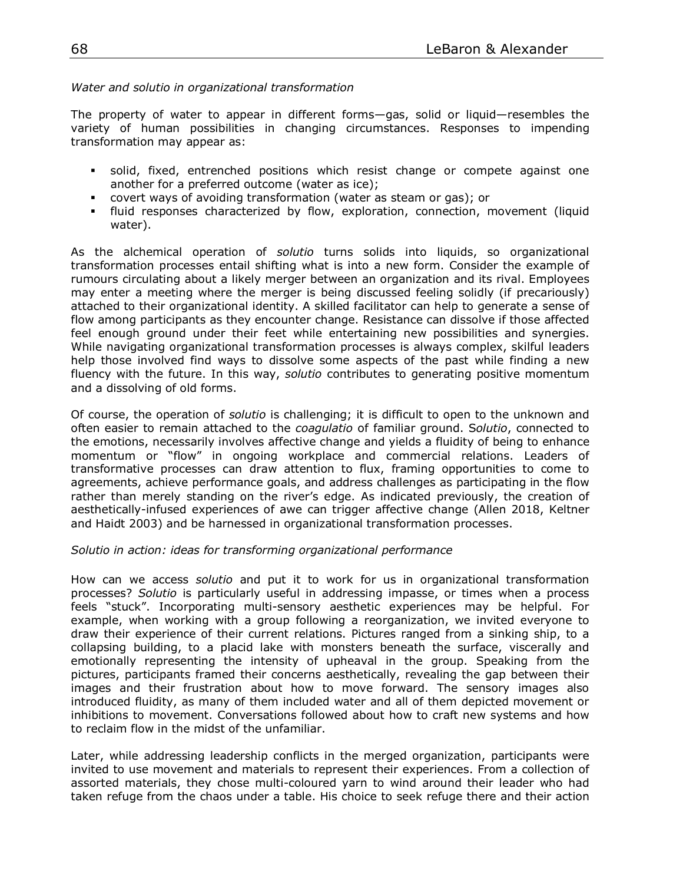*Water and solutio in organizational transformation*

The property of water to appear in different forms—gas, solid or liquid—resembles the variety of human possibilities in changing circumstances. Responses to impending transformation may appear as:

- solid, fixed, entrenched positions which resist change or compete against one another for a preferred outcome (water as ice);
- covert ways of avoiding transformation (water as steam or gas); or
- fluid responses characterized by flow, exploration, connection, movement (liquid water).

As the alchemical operation of *solutio* turns solids into liquids, so organizational transformation processes entail shifting what is into a new form. Consider the example of rumours circulating about a likely merger between an organization and its rival. Employees may enter a meeting where the merger is being discussed feeling solidly (if precariously) attached to their organizational identity. A skilled facilitator can help to generate a sense of flow among participants as they encounter change. Resistance can dissolve if those affected feel enough ground under their feet while entertaining new possibilities and synergies. While navigating organizational transformation processes is always complex, skilful leaders help those involved find ways to dissolve some aspects of the past while finding a new fluency with the future. In this way, *solutio* contributes to generating positive momentum and a dissolving of old forms.

Of course, the operation of *solutio* is challenging; it is difficult to open to the unknown and often easier to remain attached to the *coagulatio* of familiar ground. S*olutio*, connected to the emotions, necessarily involves affective change and yields a fluidity of being to enhance momentum or "flow" in ongoing workplace and commercial relations. Leaders of transformative processes can draw attention to flux, framing opportunities to come to agreements, achieve performance goals, and address challenges as participating in the flow rather than merely standing on the river's edge. As indicated previously, the creation of aesthetically-infused experiences of awe can trigger affective change (Allen 2018, Keltner and Haidt 2003) and be harnessed in organizational transformation processes.

*Solutio in action: ideas for transforming organizational performance*

How can we access *solutio* and put it to work for us in organizational transformation processes? *Solutio* is particularly useful in addressing impasse, or times when a process feels "stuck". Incorporating multi-sensory aesthetic experiences may be helpful. For example, when working with a group following a reorganization, we invited everyone to draw their experience of their current relations. Pictures ranged from a sinking ship, to a collapsing building, to a placid lake with monsters beneath the surface, viscerally and emotionally representing the intensity of upheaval in the group. Speaking from the pictures, participants framed their concerns aesthetically, revealing the gap between their images and their frustration about how to move forward. The sensory images also introduced fluidity, as many of them included water and all of them depicted movement or inhibitions to movement. Conversations followed about how to craft new systems and how to reclaim flow in the midst of the unfamiliar.

Later, while addressing leadership conflicts in the merged organization, participants were invited to use movement and materials to represent their experiences. From a collection of assorted materials, they chose multi-coloured yarn to wind around their leader who had taken refuge from the chaos under a table. His choice to seek refuge there and their action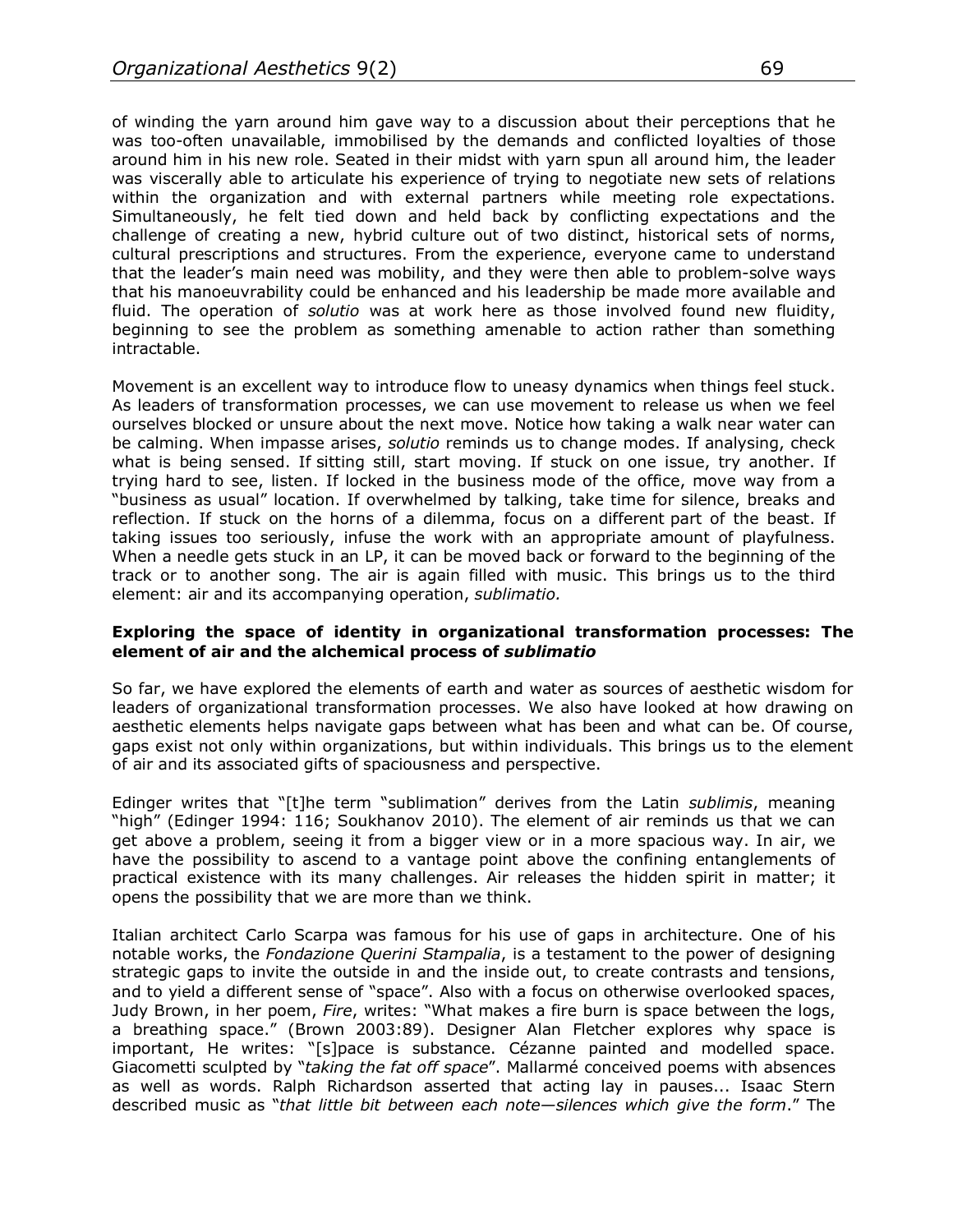of winding the yarn around him gave way to a discussion about their perceptions that he was too-often unavailable, immobilised by the demands and conflicted loyalties of those around him in his new role. Seated in their midst with yarn spun all around him, the leader was viscerally able to articulate his experience of trying to negotiate new sets of relations within the organization and with external partners while meeting role expectations. Simultaneously, he felt tied down and held back by conflicting expectations and the challenge of creating a new, hybrid culture out of two distinct, historical sets of norms, cultural prescriptions and structures. From the experience, everyone came to understand that the leader's main need was mobility, and they were then able to problem-solve ways that his manoeuvrability could be enhanced and his leadership be made more available and fluid. The operation of *solutio* was at work here as those involved found new fluidity, beginning to see the problem as something amenable to action rather than something intractable.

Movement is an excellent way to introduce flow to uneasy dynamics when things feel stuck. As leaders of transformation processes, we can use movement to release us when we feel ourselves blocked or unsure about the next move. Notice how taking a walk near water can be calming. When impasse arises, *solutio* reminds us to change modes. If analysing, check what is being sensed. If sitting still, start moving. If stuck on one issue, try another. If trying hard to see, listen. If locked in the business mode of the office, move way from a "business as usual" location. If overwhelmed by talking, take time for silence, breaks and reflection. If stuck on the horns of a dilemma, focus on a different part of the beast. If taking issues too seriously, infuse the work with an appropriate amount of playfulness. When a needle gets stuck in an LP, it can be moved back or forward to the beginning of the track or to another song. The air is again filled with music. This brings us to the third element: air and its accompanying operation, *sublimatio.*

**Exploring the space of identity in organizational transformation processes: The element of air and the alchemical process of *sublimatio***

So far, we have explored the elements of earth and water as sources of aesthetic wisdom for leaders of organizational transformation processes. We also have looked at how drawing on aesthetic elements helps navigate gaps between what has been and what can be. Of course, gaps exist not only within organizations, but within individuals. This brings us to the element of air and its associated gifts of spaciousness and perspective.

Edinger writes that "[t]he term "sublimation" derives from the Latin *sublimis*, meaning "high" (Edinger 1994: 116; Soukhanov 2010). The element of air reminds us that we can get above a problem, seeing it from a bigger view or in a more spacious way. In air, we have the possibility to ascend to a vantage point above the confining entanglements of practical existence with its many challenges. Air releases the hidden spirit in matter; it opens the possibility that we are more than we think.

Italian architect Carlo Scarpa was famous for his use of gaps in architecture. One of his notable works, the *Fondazione Querini Stampalia*, is a testament to the power of designing strategic gaps to invite the outside in and the inside out, to create contrasts and tensions, and to yield a different sense of "space". Also with a focus on otherwise overlooked spaces, Judy Brown, in her poem, *Fire*, writes: "What makes a fire burn is space between the logs, a breathing space." (Brown 2003:89). Designer Alan Fletcher explores why space is important, He writes: "[s]pace is substance. Cézanne painted and modelled space. Giacometti sculpted by "*taking the fat off space*". Mallarmé conceived poems with absences as well as words. Ralph Richardson asserted that acting lay in pauses... Isaac Stern described music as "*that little bit between each note—silences which give the form*." The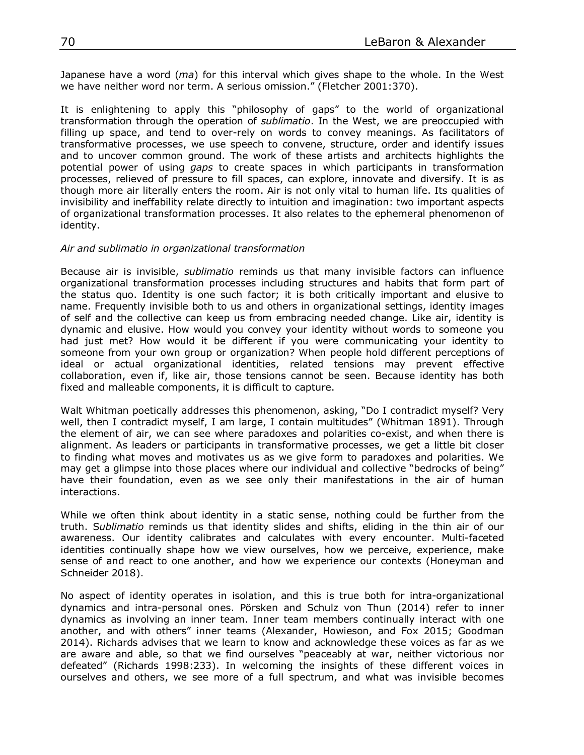Japanese have a word (*ma*) for this interval which gives shape to the whole. In the West we have neither word nor term. A serious omission." (Fletcher 2001:370).

It is enlightening to apply this "philosophy of gaps" to the world of organizational transformation through the operation of *sublimatio*. In the West, we are preoccupied with filling up space, and tend to over-rely on words to convey meanings. As facilitators of transformative processes, we use speech to convene, structure, order and identify issues and to uncover common ground. The work of these artists and architects highlights the potential power of using *gaps* to create spaces in which participants in transformation processes, relieved of pressure to fill spaces, can explore, innovate and diversify. It is as though more air literally enters the room. Air is not only vital to human life. Its qualities of invisibility and ineffability relate directly to intuition and imagination: two important aspects of organizational transformation processes. It also relates to the ephemeral phenomenon of identity.

*Air and sublimatio in organizational transformation*

Because air is invisible, *sublimatio* reminds us that many invisible factors can influence organizational transformation processes including structures and habits that form part of the status quo. Identity is one such factor; it is both critically important and elusive to name. Frequently invisible both to us and others in organizational settings, identity images of self and the collective can keep us from embracing needed change. Like air, identity is dynamic and elusive. How would you convey your identity without words to someone you had just met? How would it be different if you were communicating your identity to someone from your own group or organization? When people hold different perceptions of ideal or actual organizational identities, related tensions may prevent effective collaboration, even if, like air, those tensions cannot be seen. Because identity has both fixed and malleable components, it is difficult to capture.

Walt Whitman poetically addresses this phenomenon, asking, "Do I contradict myself? Very well, then I contradict myself, I am large, I contain multitudes" (Whitman 1891). Through the element of air, we can see where paradoxes and polarities co-exist, and when there is alignment. As leaders or participants in transformative processes, we get a little bit closer to finding what moves and motivates us as we give form to paradoxes and polarities. We may get a glimpse into those places where our individual and collective "bedrocks of being" have their foundation, even as we see only their manifestations in the air of human interactions.

While we often think about identity in a static sense, nothing could be further from the truth. *Sublimatio* reminds us that identity slides and shifts, eliding in the thin air of our awareness. Our identity calibrates and calculates with every encounter. Multi-faceted identities continually shape how we view ourselves, how we perceive, experience, make sense of and react to one another, and how we experience our contexts (Honeyman and Schneider 2018).

No aspect of identity operates in isolation, and this is true both for intra-organizational dynamics and intra-personal ones. Pörsken and Schulz von Thun (2014) refer to inner dynamics as involving an inner team. Inner team members continually interact with one another, and with others" inner teams (Alexander, Howieson, and Fox 2015; Goodman 2014). Richards advises that we learn to know and acknowledge these voices as far as we are aware and able, so that we find ourselves "peaceably at war, neither victorious nor defeated" (Richards 1998:233). In welcoming the insights of these different voices in ourselves and others, we see more of a full spectrum, and what was invisible becomes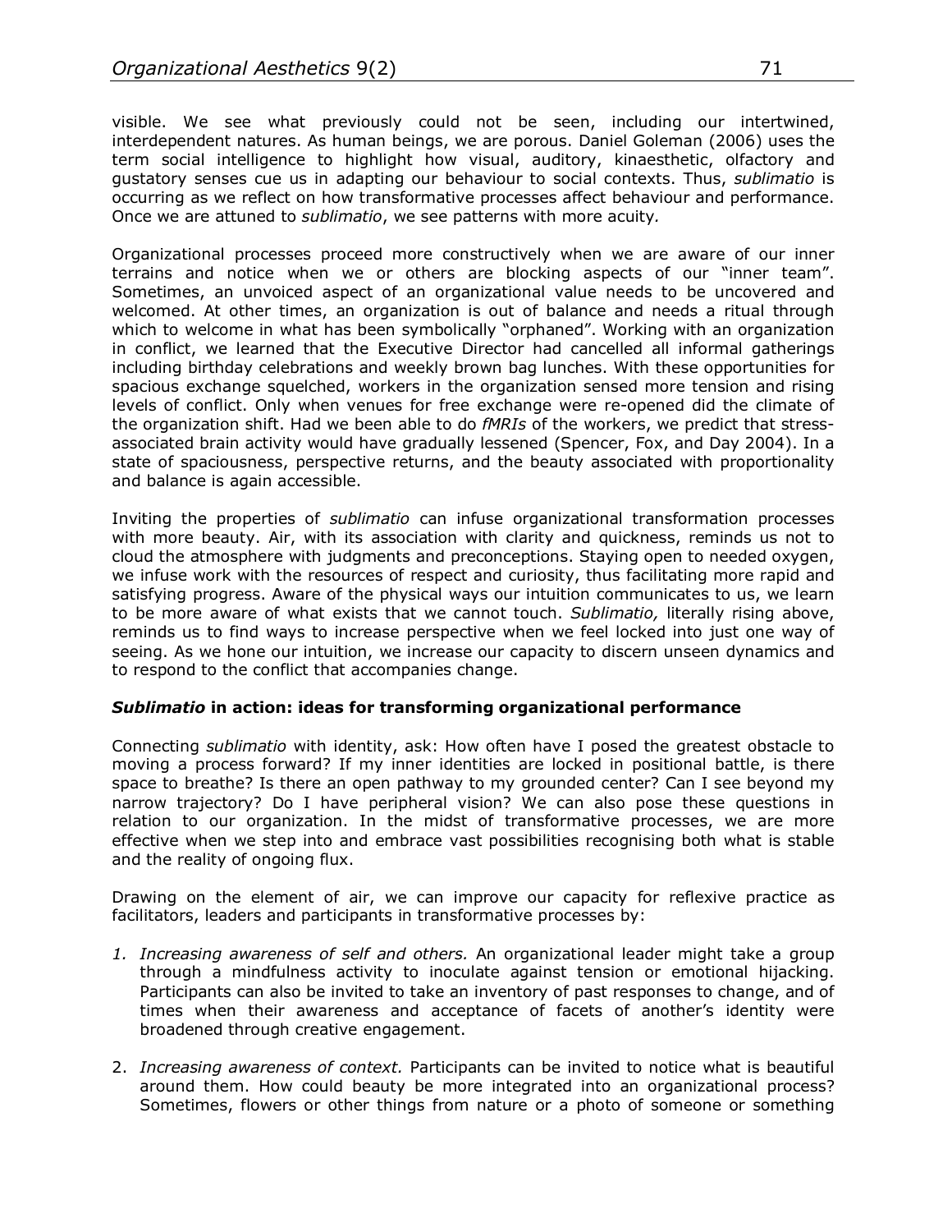visible. We see what previously could not be seen, including our intertwined, interdependent natures. As human beings, we are porous. Daniel Goleman (2006) uses the term social intelligence to highlight how visual, auditory, kinaesthetic, olfactory and gustatory senses cue us in adapting our behaviour to social contexts. Thus, *sublimatio* is occurring as we reflect on how transformative processes affect behaviour and performance. Once we are attuned to *sublimatio*, we see patterns with more acuity.

Organizational processes proceed more constructively when we are aware of our inner terrains and notice when we or others are blocking aspects of our "inner team". Sometimes, an unvoiced aspect of an organizational value needs to be uncovered and welcomed. At other times, an organization is out of balance and needs a ritual through which to welcome in what has been symbolically "orphaned". Working with an organization in conflict, we learned that the Executive Director had cancelled all informal gatherings including birthday celebrations and weekly brown bag lunches. With these opportunities for spacious exchange squelched, workers in the organization sensed more tension and rising levels of conflict. Only when venues for free exchange were re-opened did the climate of the organization shift. Had we been able to do *fMRIs* of the workers, we predict that stress-associated brain activity would have gradually lessened (Spencer, Fox, and Day 2004). In a state of spaciousness, perspective returns, and the beauty associated with proportionality and balance is again accessible.

Inviting the properties of *sublimatio* can infuse organizational transformation processes with more beauty. Air, with its association with clarity and quickness, reminds us not to cloud the atmosphere with judgments and preconceptions. Staying open to needed oxygen, we infuse work with the resources of respect and curiosity, thus facilitating more rapid and satisfying progress. Aware of the physical ways our intuition communicates to us, we learn to be more aware of what exists that we cannot touch. *Sublimatio,* literally rising above, reminds us to find ways to increase perspective when we feel locked into just one way of seeing. As we hone our intuition, we increase our capacity to discern unseen dynamics and to respond to the conflict that accompanies change.

### ***Sublimatio*** **in action: ideas for transforming organizational performance**

Connecting *sublimatio* with identity, ask: How often have I posed the greatest obstacle to moving a process forward? If my inner identities are locked in positional battle, is there space to breathe? Is there an open pathway to my grounded center? Can I see beyond my narrow trajectory? Do I have peripheral vision? We can also pose these questions in relation to our organization. In the midst of transformative processes, we are more effective when we step into and embrace vast possibilities recognising both what is stable and the reality of ongoing flux.

Drawing on the element of air, we can improve our capacity for reflexive practice as facilitators, leaders and participants in transformative processes by:

1. *Increasing awareness of self and others.* An organizational leader might take a group through a mindfulness activity to inoculate against tension or emotional hijacking. Participants can also be invited to take an inventory of past responses to change, and of times when their awareness and acceptance of facets of another's identity were broadened through creative engagement.
2. *Increasing awareness of context.* Participants can be invited to notice what is beautiful around them. How could beauty be more integrated into an organizational process? Sometimes, flowers or other things from nature or a photo of someone or something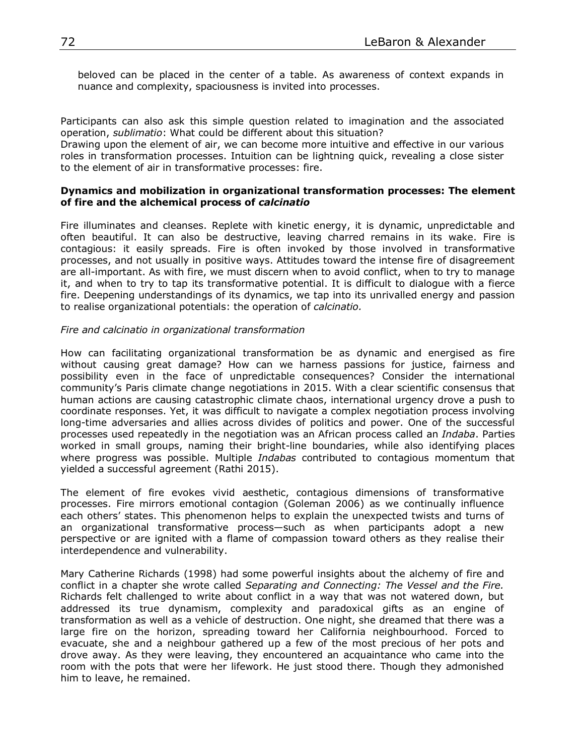beloved can be placed in the center of a table. As awareness of context expands in nuance and complexity, spaciousness is invited into processes.

Participants can also ask this simple question related to imagination and the associated operation, *sublimatio*: What could be different about this situation?
Drawing upon the element of air, we can become more intuitive and effective in our various roles in transformation processes. Intuition can be lightning quick, revealing a close sister to the element of air in transformative processes: fire.

### Dynamics and mobilization in organizational transformation processes: The element of fire and the alchemical process of *calcinatio*

Fire illuminates and cleanses. Replete with kinetic energy, it is dynamic, unpredictable and often beautiful. It can also be destructive, leaving charred remains in its wake. Fire is contagious: it easily spreads. Fire is often invoked by those involved in transformative processes, and not usually in positive ways. Attitudes toward the intense fire of disagreement are all-important. As with fire, we must discern when to avoid conflict, when to try to manage it, and when to try to tap its transformative potential. It is difficult to dialogue with a fierce fire. Deepening understandings of its dynamics, we tap into its unrivalled energy and passion to realise organizational potentials: the operation of *calcinatio.*

#### *Fire and calcinatio in organizational transformation*

How can facilitating organizational transformation be as dynamic and energised as fire without causing great damage? How can we harness passions for justice, fairness and possibility even in the face of unpredictable consequences? Consider the international community's Paris climate change negotiations in 2015. With a clear scientific consensus that human actions are causing catastrophic climate chaos, international urgency drove a push to coordinate responses. Yet, it was difficult to navigate a complex negotiation process involving long-time adversaries and allies across divides of politics and power. One of the successful processes used repeatedly in the negotiation was an African process called an *Indaba*. Parties worked in small groups, naming their bright-line boundaries, while also identifying places where progress was possible. Multiple *Indabas* contributed to contagious momentum that yielded a successful agreement (Rathi 2015).

The element of fire evokes vivid aesthetic, contagious dimensions of transformative processes. Fire mirrors emotional contagion (Goleman 2006) as we continually influence each others' states. This phenomenon helps to explain the unexpected twists and turns of an organizational transformative process—such as when participants adopt a new perspective or are ignited with a flame of compassion toward others as they realise their interdependence and vulnerability.

Mary Catherine Richards (1998) had some powerful insights about the alchemy of fire and conflict in a chapter she wrote called *Separating and Connecting: The Vessel and the Fire.* Richards felt challenged to write about conflict in a way that was not watered down, but addressed its true dynamism, complexity and paradoxical gifts as an engine of transformation as well as a vehicle of destruction. One night, she dreamed that there was a large fire on the horizon, spreading toward her California neighbourhood. Forced to evacuate, she and a neighbour gathered up a few of the most precious of her pots and drove away. As they were leaving, they encountered an acquaintance who came into the room with the pots that were her lifework. He just stood there. Though they admonished him to leave, he remained.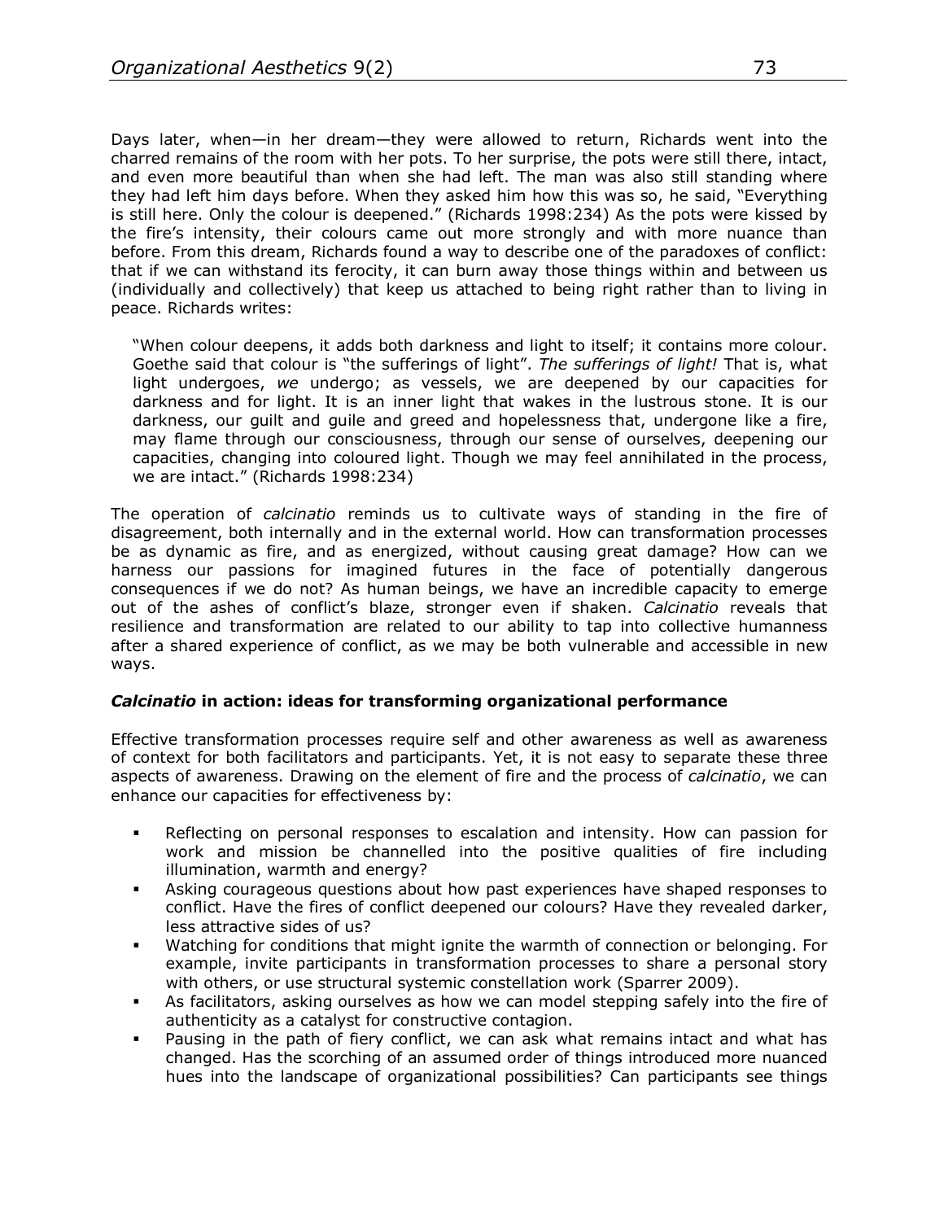Days later, when—in her dream—they were allowed to return, Richards went into the charred remains of the room with her pots. To her surprise, the pots were still there, intact, and even more beautiful than when she had left. The man was also still standing where they had left him days before. When they asked him how this was so, he said, "Everything is still here. Only the colour is deepened." (Richards 1998:234) As the pots were kissed by the fire's intensity, their colours came out more strongly and with more nuance than before. From this dream, Richards found a way to describe one of the paradoxes of conflict: that if we can withstand its ferocity, it can burn away those things within and between us (individually and collectively) that keep us attached to being right rather than to living in peace. Richards writes:

> "When colour deepens, it adds both darkness and light to itself; it contains more colour. Goethe said that colour is "the sufferings of light". *The sufferings of light!* That is, what light undergoes, *we* undergo; as vessels, we are deepened by our capacities for darkness and for light. It is an inner light that wakes in the lustrous stone. It is our darkness, our guilt and guile and greed and hopelessness that, undergone like a fire, may flame through our consciousness, through our sense of ourselves, deepening our capacities, changing into coloured light. Though we may feel annihilated in the process, we are intact." (Richards 1998:234)

The operation of *calcinatio* reminds us to cultivate ways of standing in the fire of disagreement, both internally and in the external world. How can transformation processes be as dynamic as fire, and as energized, without causing great damage? How can we harness our passions for imagined futures in the face of potentially dangerous consequences if we do not? As human beings, we have an incredible capacity to emerge out of the ashes of conflict's blaze, stronger even if shaken. *Calcinatio* reveals that resilience and transformation are related to our ability to tap into collective humanness after a shared experience of conflict, as we may be both vulnerable and accessible in new ways.

### *Calcinatio* in action: ideas for transforming organizational performance

Effective transformation processes require self and other awareness as well as awareness of context for both facilitators and participants. Yet, it is not easy to separate these three aspects of awareness. Drawing on the element of fire and the process of *calcinatio*, we can enhance our capacities for effectiveness by:

- Reflecting on personal responses to escalation and intensity. How can passion for work and mission be channelled into the positive qualities of fire including illumination, warmth and energy?
- Asking courageous questions about how past experiences have shaped responses to conflict. Have the fires of conflict deepened our colours? Have they revealed darker, less attractive sides of us?
- Watching for conditions that might ignite the warmth of connection or belonging. For example, invite participants in transformation processes to share a personal story with others, or use structural systemic constellation work (Sparrer 2009).
- As facilitators, asking ourselves as how we can model stepping safely into the fire of authenticity as a catalyst for constructive contagion.
- Pausing in the path of fiery conflict, we can ask what remains intact and what has changed. Has the scorching of an assumed order of things introduced more nuanced hues into the landscape of organizational possibilities? Can participants see things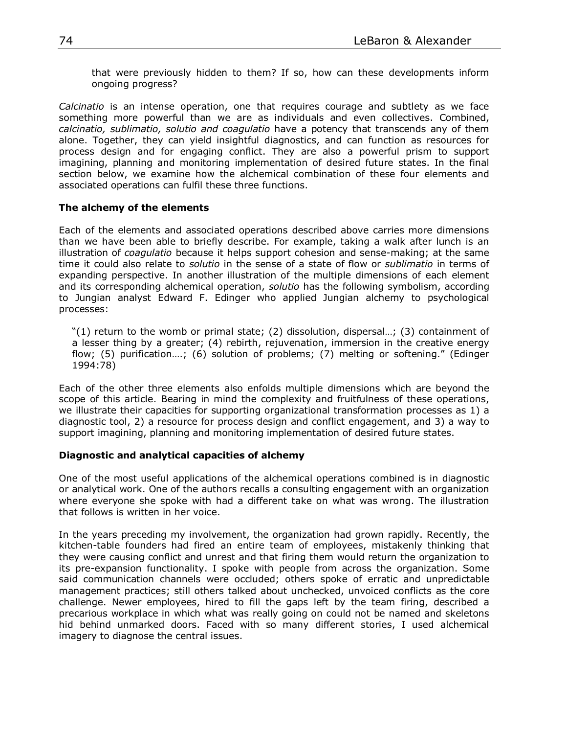that were previously hidden to them? If so, how can these developments inform ongoing progress?

*Calcinatio* is an intense operation, one that requires courage and subtlety as we face something more powerful than we are as individuals and even collectives. Combined, *calcinatio, sublimatio, solutio and coagulatio* have a potency that transcends any of them alone. Together, they can yield insightful diagnostics, and can function as resources for process design and for engaging conflict. They are also a powerful prism to support imagining, planning and monitoring implementation of desired future states. In the final section below, we examine how the alchemical combination of these four elements and associated operations can fulfil these three functions.

**The alchemy of the elements**

Each of the elements and associated operations described above carries more dimensions than we have been able to briefly describe. For example, taking a walk after lunch is an illustration of *coagulatio* because it helps support cohesion and sense-making; at the same time it could also relate to *solutio* in the sense of a state of flow or *sublimatio* in terms of expanding perspective. In another illustration of the multiple dimensions of each element and its corresponding alchemical operation, *solutio* has the following symbolism, according to Jungian analyst Edward F. Edinger who applied Jungian alchemy to psychological processes:

> "(1) return to the womb or primal state; (2) dissolution, dispersal…; (3) containment of a lesser thing by a greater; (4) rebirth, rejuvenation, immersion in the creative energy flow; (5) purification….; (6) solution of problems; (7) melting or softening." (Edinger 1994:78)

Each of the other three elements also enfolds multiple dimensions which are beyond the scope of this article. Bearing in mind the complexity and fruitfulness of these operations, we illustrate their capacities for supporting organizational transformation processes as 1) a diagnostic tool, 2) a resource for process design and conflict engagement, and 3) a way to support imagining, planning and monitoring implementation of desired future states.

**Diagnostic and analytical capacities of alchemy**

One of the most useful applications of the alchemical operations combined is in diagnostic or analytical work. One of the authors recalls a consulting engagement with an organization where everyone she spoke with had a different take on what was wrong. The illustration that follows is written in her voice.

In the years preceding my involvement, the organization had grown rapidly. Recently, the kitchen-table founders had fired an entire team of employees, mistakenly thinking that they were causing conflict and unrest and that firing them would return the organization to its pre-expansion functionality. I spoke with people from across the organization. Some said communication channels were occluded; others spoke of erratic and unpredictable management practices; still others talked about unchecked, unvoiced conflicts as the core challenge. Newer employees, hired to fill the gaps left by the team firing, described a precarious workplace in which what was really going on could not be named and skeletons hid behind unmarked doors. Faced with so many different stories, I used alchemical imagery to diagnose the central issues.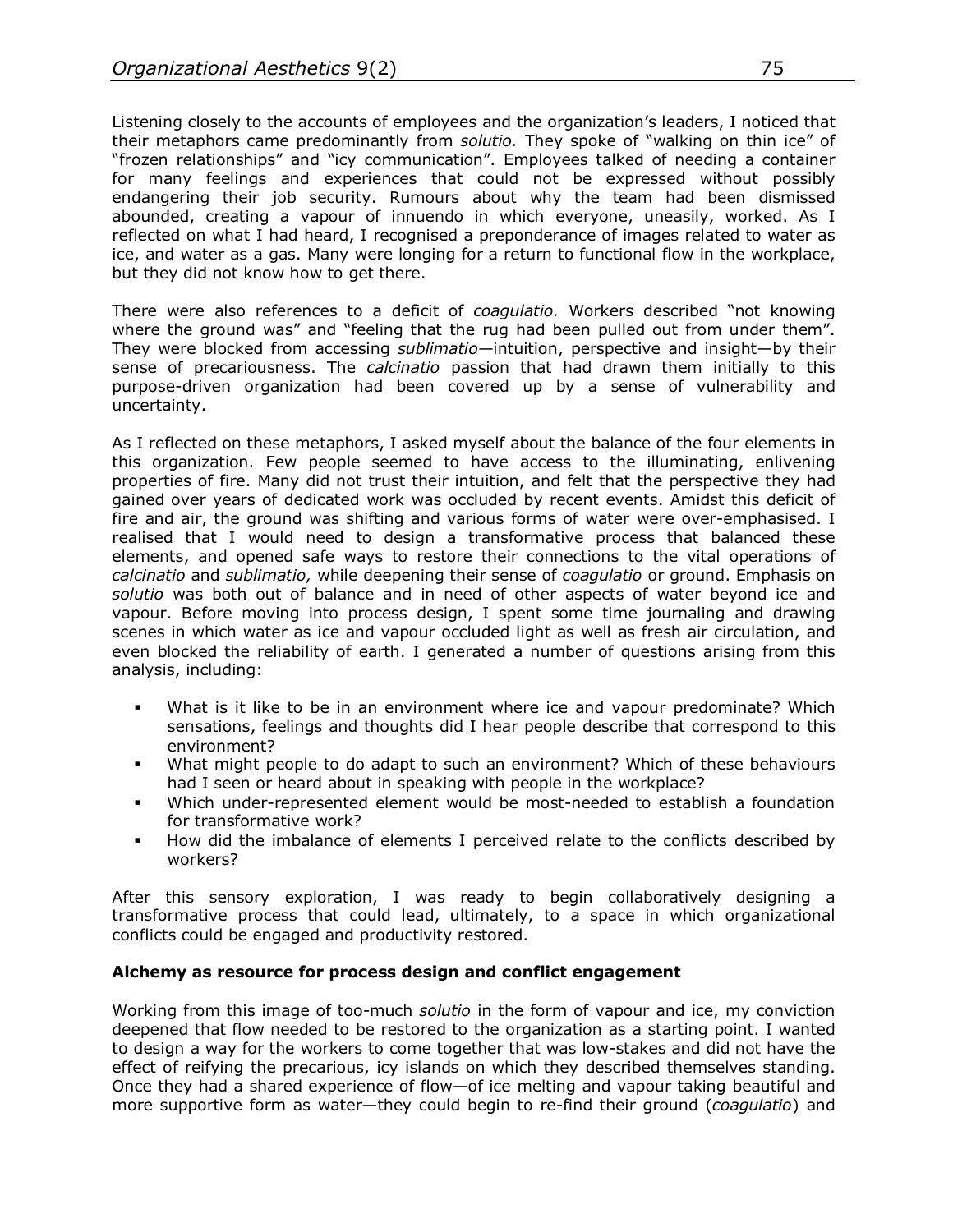Listening closely to the accounts of employees and the organization's leaders, I noticed that their metaphors came predominantly from *solutio.* They spoke of "walking on thin ice" of "frozen relationships" and "icy communication". Employees talked of needing a container for many feelings and experiences that could not be expressed without possibly endangering their job security. Rumours about why the team had been dismissed abounded, creating a vapour of innuendo in which everyone, uneasily, worked. As I reflected on what I had heard, I recognised a preponderance of images related to water as ice, and water as a gas. Many were longing for a return to functional flow in the workplace, but they did not know how to get there.

There were also references to a deficit of *coagulatio.* Workers described "not knowing where the ground was" and "feeling that the rug had been pulled out from under them". They were blocked from accessing *sublimatio*—intuition, perspective and insight—by their sense of precariousness. The *calcinatio* passion that had drawn them initially to this purpose-driven organization had been covered up by a sense of vulnerability and uncertainty.

As I reflected on these metaphors, I asked myself about the balance of the four elements in this organization. Few people seemed to have access to the illuminating, enlivening properties of fire. Many did not trust their intuition, and felt that the perspective they had gained over years of dedicated work was occluded by recent events. Amidst this deficit of fire and air, the ground was shifting and various forms of water were over-emphasised. I realised that I would need to design a transformative process that balanced these elements, and opened safe ways to restore their connections to the vital operations of *calcinatio* and *sublimatio,* while deepening their sense of *coagulatio* or ground. Emphasis on *solutio* was both out of balance and in need of other aspects of water beyond ice and vapour. Before moving into process design, I spent some time journaling and drawing scenes in which water as ice and vapour occluded light as well as fresh air circulation, and even blocked the reliability of earth. I generated a number of questions arising from this analysis, including:

- What is it like to be in an environment where ice and vapour predominate? Which sensations, feelings and thoughts did I hear people describe that correspond to this environment?
- What might people to do adapt to such an environment? Which of these behaviours had I seen or heard about in speaking with people in the workplace?
- Which under-represented element would be most-needed to establish a foundation for transformative work?
- How did the imbalance of elements I perceived relate to the conflicts described by workers?

After this sensory exploration, I was ready to begin collaboratively designing a transformative process that could lead, ultimately, to a space in which organizational conflicts could be engaged and productivity restored.

**Alchemy as resource for process design and conflict engagement**

Working from this image of too-much *solutio* in the form of vapour and ice, my conviction deepened that flow needed to be restored to the organization as a starting point. I wanted to design a way for the workers to come together that was low-stakes and did not have the effect of reifying the precarious, icy islands on which they described themselves standing. Once they had a shared experience of flow—of ice melting and vapour taking beautiful and more supportive form as water—they could begin to re-find their ground (*coagulatio*) and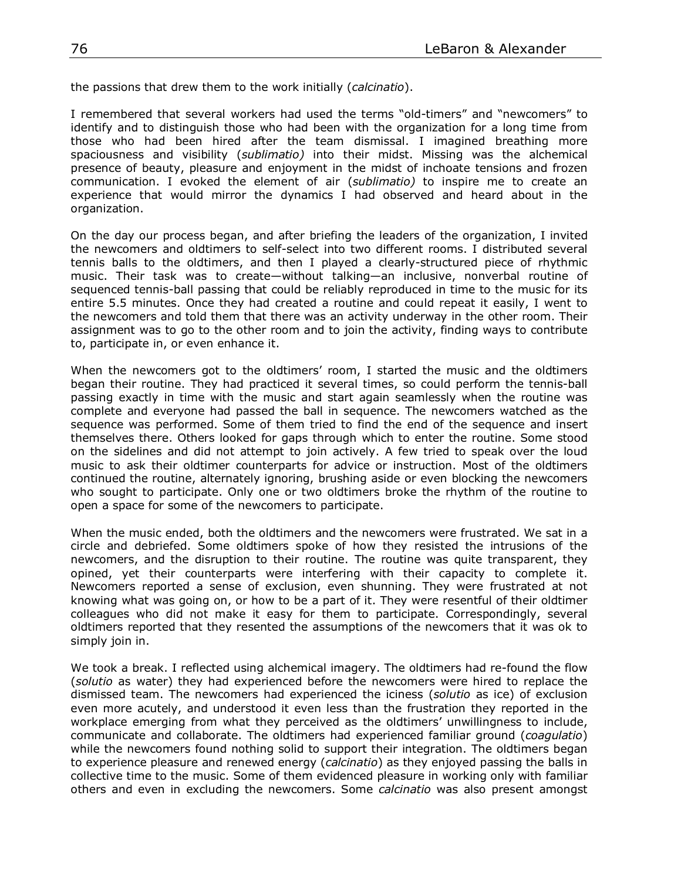the passions that drew them to the work initially (*calcinatio*).

I remembered that several workers had used the terms “old-timers” and “newcomers” to identify and to distinguish those who had been with the organization for a long time from those who had been hired after the team dismissal. I imagined breathing more spaciousness and visibility (*sublimatio)* into their midst. Missing was the alchemical presence of beauty, pleasure and enjoyment in the midst of inchoate tensions and frozen communication. I evoked the element of air (*sublimatio)* to inspire me to create an experience that would mirror the dynamics I had observed and heard about in the organization.

On the day our process began, and after briefing the leaders of the organization, I invited the newcomers and oldtimers to self-select into two different rooms. I distributed several tennis balls to the oldtimers, and then I played a clearly-structured piece of rhythmic music. Their task was to create—without talking—an inclusive, nonverbal routine of sequenced tennis-ball passing that could be reliably reproduced in time to the music for its entire 5.5 minutes. Once they had created a routine and could repeat it easily, I went to the newcomers and told them that there was an activity underway in the other room. Their assignment was to go to the other room and to join the activity, finding ways to contribute to, participate in, or even enhance it.

When the newcomers got to the oldtimers’ room, I started the music and the oldtimers began their routine. They had practiced it several times, so could perform the tennis-ball passing exactly in time with the music and start again seamlessly when the routine was complete and everyone had passed the ball in sequence. The newcomers watched as the sequence was performed. Some of them tried to find the end of the sequence and insert themselves there. Others looked for gaps through which to enter the routine. Some stood on the sidelines and did not attempt to join actively. A few tried to speak over the loud music to ask their oldtimer counterparts for advice or instruction. Most of the oldtimers continued the routine, alternately ignoring, brushing aside or even blocking the newcomers who sought to participate. Only one or two oldtimers broke the rhythm of the routine to open a space for some of the newcomers to participate.

When the music ended, both the oldtimers and the newcomers were frustrated. We sat in a circle and debriefed. Some oldtimers spoke of how they resisted the intrusions of the newcomers, and the disruption to their routine. The routine was quite transparent, they opined, yet their counterparts were interfering with their capacity to complete it. Newcomers reported a sense of exclusion, even shunning. They were frustrated at not knowing what was going on, or how to be a part of it. They were resentful of their oldtimer colleagues who did not make it easy for them to participate. Correspondingly, several oldtimers reported that they resented the assumptions of the newcomers that it was ok to simply join in.

We took a break. I reflected using alchemical imagery. The oldtimers had re-found the flow (*solutio* as water) they had experienced before the newcomers were hired to replace the dismissed team. The newcomers had experienced the iciness (*solutio* as ice) of exclusion even more acutely, and understood it even less than the frustration they reported in the workplace emerging from what they perceived as the oldtimers’ unwillingness to include, communicate and collaborate. The oldtimers had experienced familiar ground (*coagulatio*) while the newcomers found nothing solid to support their integration. The oldtimers began to experience pleasure and renewed energy (*calcinatio*) as they enjoyed passing the balls in collective time to the music. Some of them evidenced pleasure in working only with familiar others and even in excluding the newcomers. Some *calcinatio* was also present amongst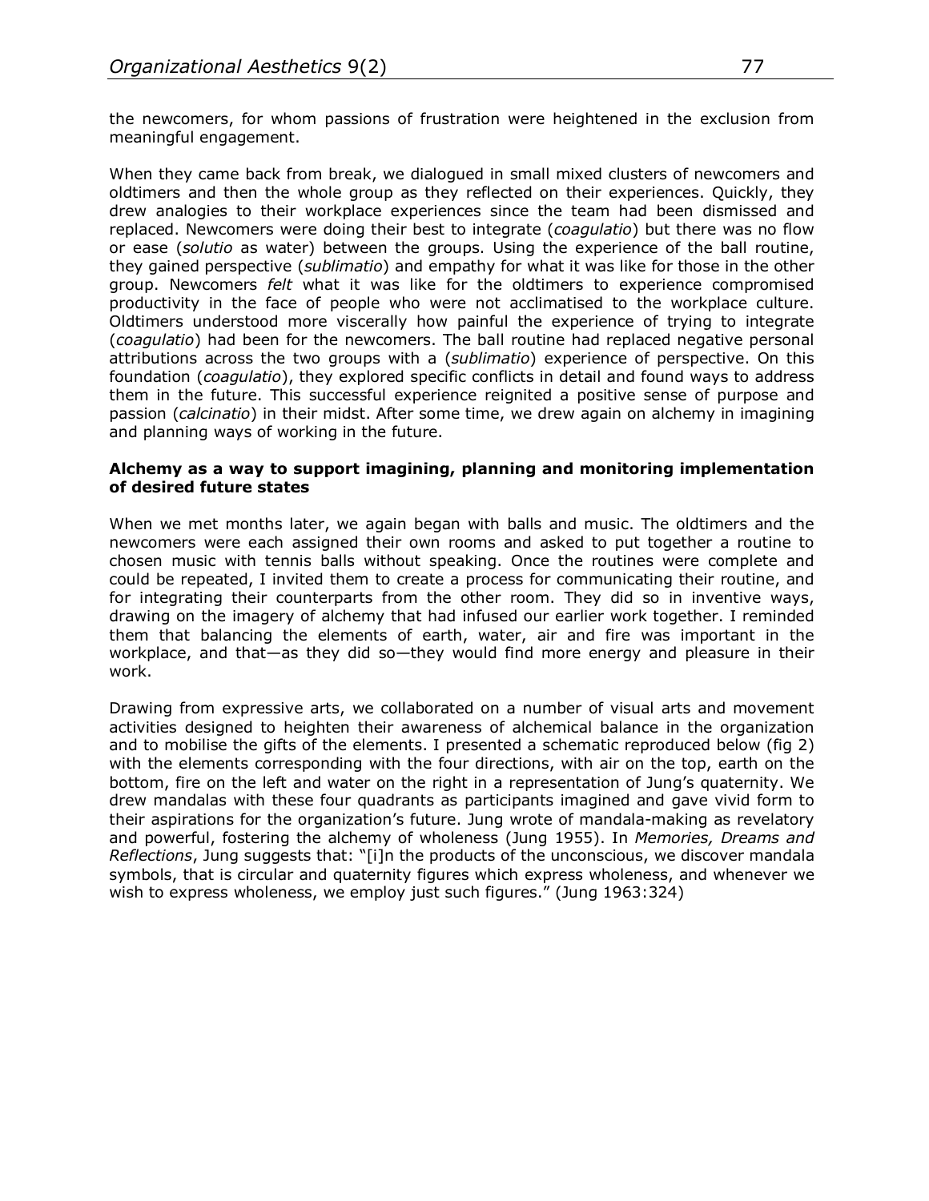the newcomers, for whom passions of frustration were heightened in the exclusion from meaningful engagement.

When they came back from break, we dialogued in small mixed clusters of newcomers and oldtimers and then the whole group as they reflected on their experiences. Quickly, they drew analogies to their workplace experiences since the team had been dismissed and replaced. Newcomers were doing their best to integrate (*coagulatio*) but there was no flow or ease (*solutio* as water) between the groups. Using the experience of the ball routine, they gained perspective (*sublimatio*) and empathy for what it was like for those in the other group. Newcomers *felt* what it was like for the oldtimers to experience compromised productivity in the face of people who were not acclimatised to the workplace culture. Oldtimers understood more viscerally how painful the experience of trying to integrate (*coagulatio*) had been for the newcomers. The ball routine had replaced negative personal attributions across the two groups with a (*sublimatio*) experience of perspective. On this foundation (*coagulatio*), they explored specific conflicts in detail and found ways to address them in the future. This successful experience reignited a positive sense of purpose and passion (*calcinatio*) in their midst. After some time, we drew again on alchemy in imagining and planning ways of working in the future.

**Alchemy as a way to support imagining, planning and monitoring implementation of desired future states**

When we met months later, we again began with balls and music. The oldtimers and the newcomers were each assigned their own rooms and asked to put together a routine to chosen music with tennis balls without speaking. Once the routines were complete and could be repeated, I invited them to create a process for communicating their routine, and for integrating their counterparts from the other room. They did so in inventive ways, drawing on the imagery of alchemy that had infused our earlier work together. I reminded them that balancing the elements of earth, water, air and fire was important in the workplace, and that—as they did so—they would find more energy and pleasure in their work.

Drawing from expressive arts, we collaborated on a number of visual arts and movement activities designed to heighten their awareness of alchemical balance in the organization and to mobilise the gifts of the elements. I presented a schematic reproduced below (fig 2) with the elements corresponding with the four directions, with air on the top, earth on the bottom, fire on the left and water on the right in a representation of Jung's quaternity. We drew mandalas with these four quadrants as participants imagined and gave vivid form to their aspirations for the organization's future. Jung wrote of mandala-making as revelatory and powerful, fostering the alchemy of wholeness (Jung 1955). In *Memories, Dreams and Reflections*, Jung suggests that: "[i]n the products of the unconscious, we discover mandala symbols, that is circular and quaternity figures which express wholeness, and whenever we wish to express wholeness, we employ just such figures." (Jung 1963:324)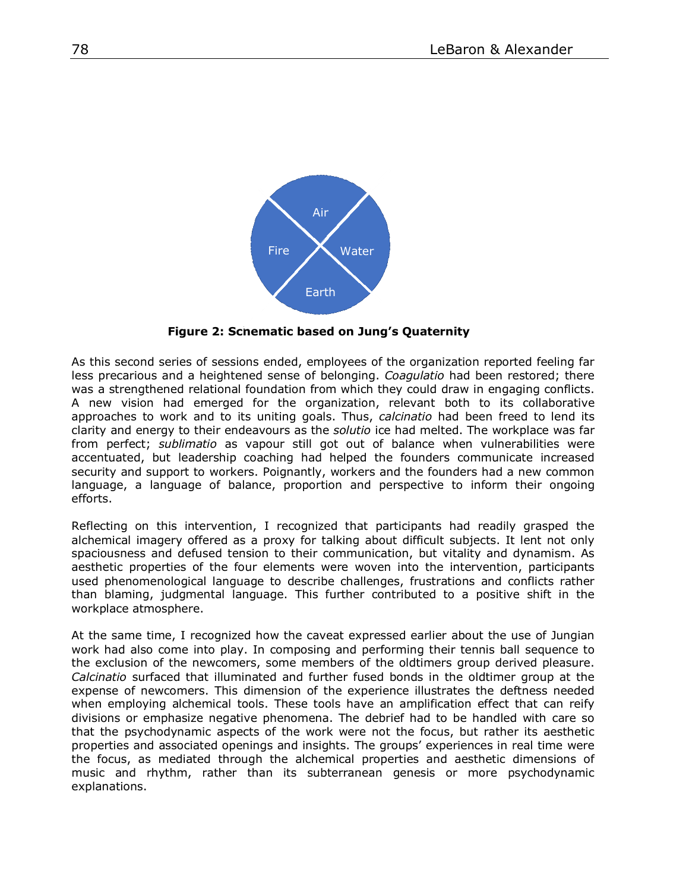Air

Fire

Water

Earth

**Figure 2: Scnematic based on Jung's Quaternity**

As this second series of sessions ended, employees of the organization reported feeling far less precarious and a heightened sense of belonging. *Coagulatio* had been restored; there was a strengthened relational foundation from which they could draw in engaging conflicts. A new vision had emerged for the organization, relevant both to its collaborative approaches to work and to its uniting goals. Thus, *calcinatio* had been freed to lend its clarity and energy to their endeavours as the *solutio* ice had melted. The workplace was far from perfect; *sublimatio* as vapour still got out of balance when vulnerabilities were accentuated, but leadership coaching had helped the founders communicate increased security and support to workers. Poignantly, workers and the founders had a new common language, a language of balance, proportion and perspective to inform their ongoing efforts.

Reflecting on this intervention, I recognized that participants had readily grasped the alchemical imagery offered as a proxy for talking about difficult subjects. It lent not only spaciousness and defused tension to their communication, but vitality and dynamism. As aesthetic properties of the four elements were woven into the intervention, participants used phenomenological language to describe challenges, frustrations and conflicts rather than blaming, judgmental language. This further contributed to a positive shift in the workplace atmosphere.

At the same time, I recognized how the caveat expressed earlier about the use of Jungian work had also come into play. In composing and performing their tennis ball sequence to the exclusion of the newcomers, some members of the oldtimers group derived pleasure. *Calcinatio* surfaced that illuminated and further fused bonds in the oldtimer group at the expense of newcomers. This dimension of the experience illustrates the deftness needed when employing alchemical tools. These tools have an amplification effect that can reify divisions or emphasize negative phenomena. The debrief had to be handled with care so that the psychodynamic aspects of the work were not the focus, but rather its aesthetic properties and associated openings and insights. The groups' experiences in real time were the focus, as mediated through the alchemical properties and aesthetic dimensions of music and rhythm, rather than its subterranean genesis or more psychodynamic explanations.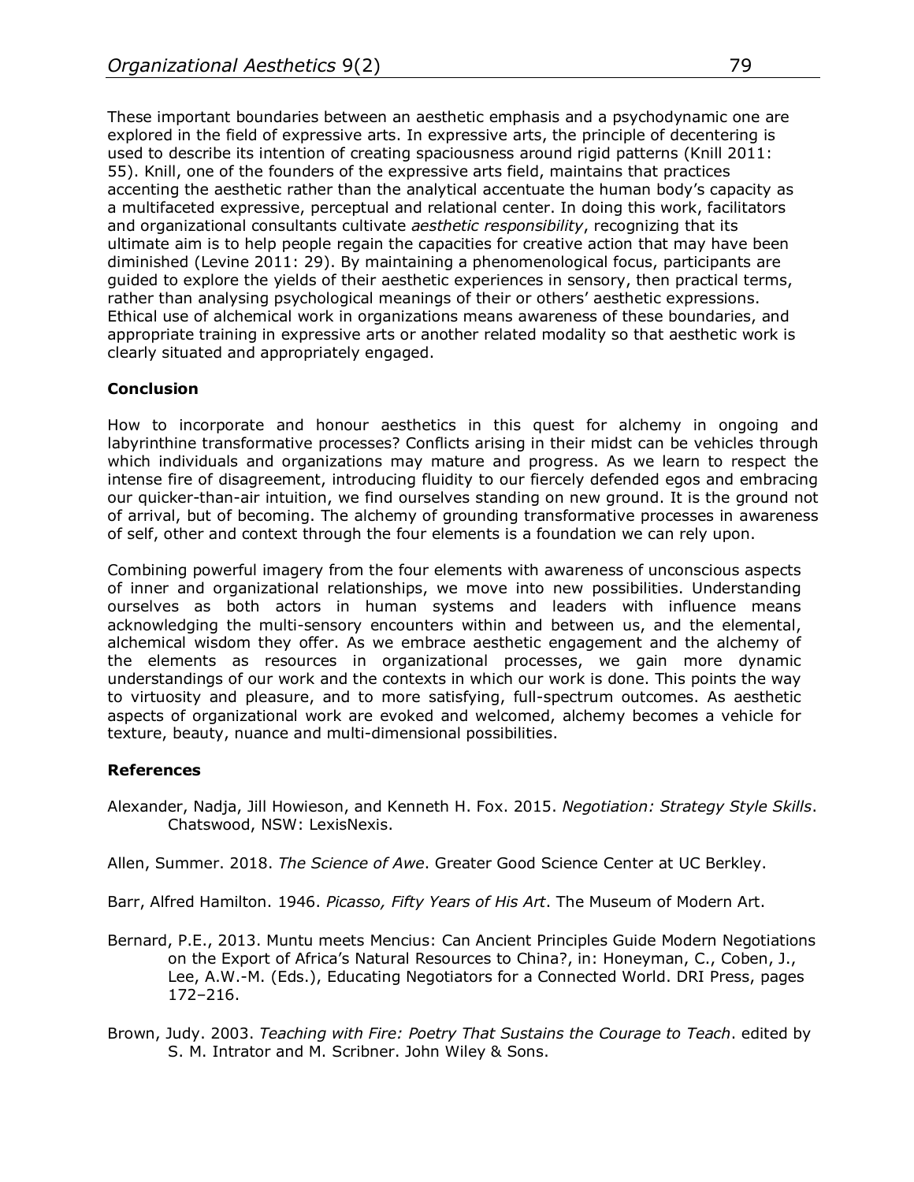These important boundaries between an aesthetic emphasis and a psychodynamic one are explored in the field of expressive arts. In expressive arts, the principle of decentering is used to describe its intention of creating spaciousness around rigid patterns (Knill 2011: 55). Knill, one of the founders of the expressive arts field, maintains that practices accenting the aesthetic rather than the analytical accentuate the human body's capacity as a multifaceted expressive, perceptual and relational center. In doing this work, facilitators and organizational consultants cultivate *aesthetic responsibility*, recognizing that its ultimate aim is to help people regain the capacities for creative action that may have been diminished (Levine 2011: 29). By maintaining a phenomenological focus, participants are guided to explore the yields of their aesthetic experiences in sensory, then practical terms, rather than analysing psychological meanings of their or others' aesthetic expressions. Ethical use of alchemical work in organizations means awareness of these boundaries, and appropriate training in expressive arts or another related modality so that aesthetic work is clearly situated and appropriately engaged.

## Conclusion

How to incorporate and honour aesthetics in this quest for alchemy in ongoing and labyrinthine transformative processes? Conflicts arising in their midst can be vehicles through which individuals and organizations may mature and progress. As we learn to respect the intense fire of disagreement, introducing fluidity to our fiercely defended egos and embracing our quicker-than-air intuition, we find ourselves standing on new ground. It is the ground not of arrival, but of becoming. The alchemy of grounding transformative processes in awareness of self, other and context through the four elements is a foundation we can rely upon.

Combining powerful imagery from the four elements with awareness of unconscious aspects of inner and organizational relationships, we move into new possibilities. Understanding ourselves as both actors in human systems and leaders with influence means acknowledging the multi-sensory encounters within and between us, and the elemental, alchemical wisdom they offer. As we embrace aesthetic engagement and the alchemy of the elements as resources in organizational processes, we gain more dynamic understandings of our work and the contexts in which our work is done. This points the way to virtuosity and pleasure, and to more satisfying, full-spectrum outcomes. As aesthetic aspects of organizational work are evoked and welcomed, alchemy becomes a vehicle for texture, beauty, nuance and multi-dimensional possibilities.

## References

Alexander, Nadja, Jill Howieson, and Kenneth H. Fox. 2015. *Negotiation: Strategy Style Skills*. Chatswood, NSW: LexisNexis.

Allen, Summer. 2018. *The Science of Awe*. Greater Good Science Center at UC Berkley.

Barr, Alfred Hamilton. 1946. *Picasso, Fifty Years of His Art*. The Museum of Modern Art.

Bernard, P.E., 2013. Muntu meets Mencius: Can Ancient Principles Guide Modern Negotiations on the Export of Africa's Natural Resources to China?, in: Honeyman, C., Coben, J., Lee, A.W.-M. (Eds.), Educating Negotiators for a Connected World. DRI Press, pages 172–216.

Brown, Judy. 2003. *Teaching with Fire: Poetry That Sustains the Courage to Teach*. edited by S. M. Intrator and M. Scribner. John Wiley & Sons.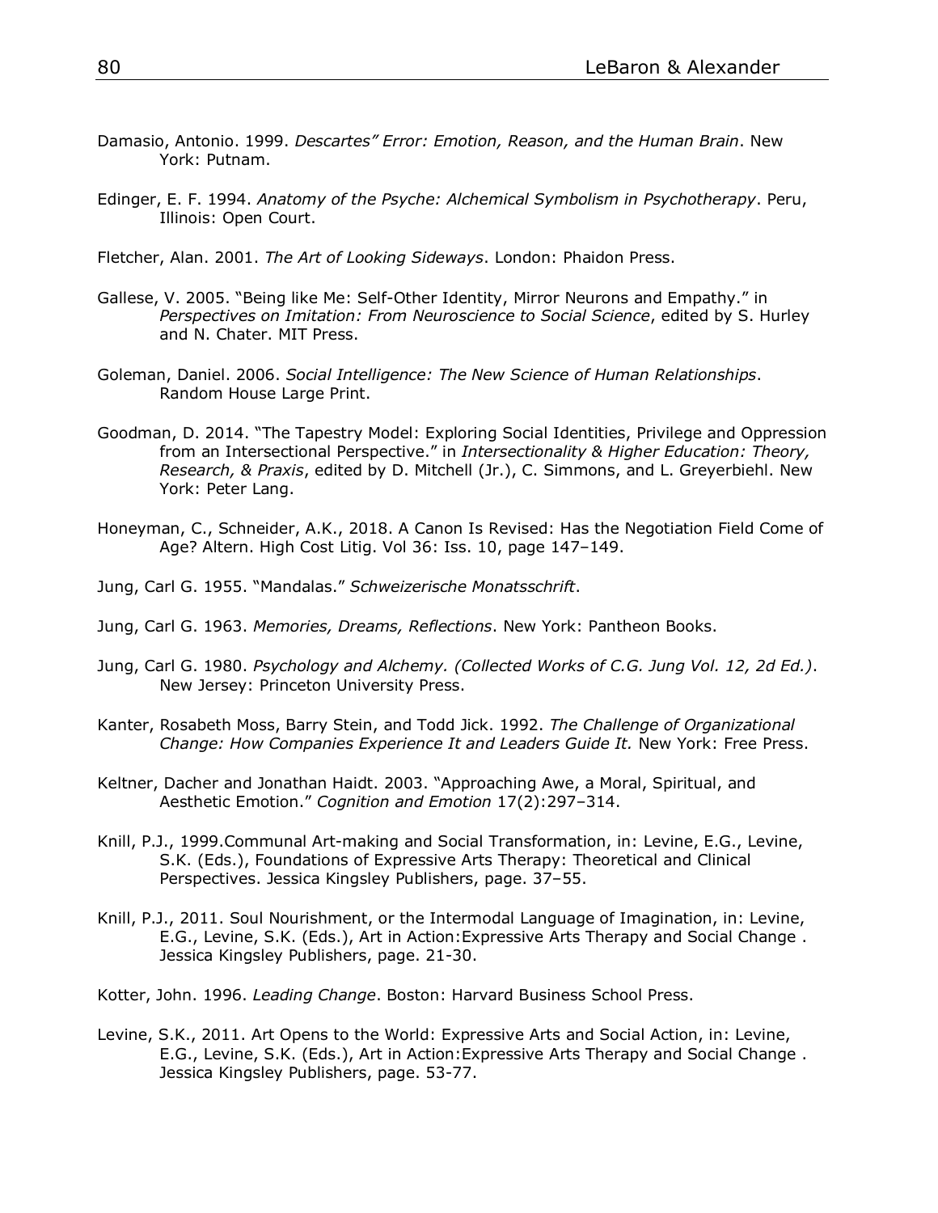Damasio, Antonio. 1999. *Descartes" Error: Emotion, Reason, and the Human Brain*. New York: Putnam.

Edinger, E. F. 1994. *Anatomy of the Psyche: Alchemical Symbolism in Psychotherapy*. Peru, Illinois: Open Court.

Fletcher, Alan. 2001. *The Art of Looking Sideways*. London: Phaidon Press.

Gallese, V. 2005. "Being like Me: Self-Other Identity, Mirror Neurons and Empathy." in *Perspectives on Imitation: From Neuroscience to Social Science*, edited by S. Hurley and N. Chater. MIT Press.

Goleman, Daniel. 2006. *Social Intelligence: The New Science of Human Relationships*. Random House Large Print.

Goodman, D. 2014. "The Tapestry Model: Exploring Social Identities, Privilege and Oppression from an Intersectional Perspective." in *Intersectionality & Higher Education: Theory, Research, & Praxis*, edited by D. Mitchell (Jr.), C. Simmons, and L. Greyerbiehl. New York: Peter Lang.

Honeyman, C., Schneider, A.K., 2018. A Canon Is Revised: Has the Negotiation Field Come of Age? Altern. High Cost Litig. Vol 36: Iss. 10, page 147–149.

Jung, Carl G. 1955. "Mandalas." *Schweizerische Monatsschrift*.

Jung, Carl G. 1963. *Memories, Dreams, Reflections*. New York: Pantheon Books.

Jung, Carl G. 1980. *Psychology and Alchemy. (Collected Works of C.G. Jung Vol. 12, 2d Ed.)*. New Jersey: Princeton University Press.

Kanter, Rosabeth Moss, Barry Stein, and Todd Jick. 1992. *The Challenge of Organizational Change: How Companies Experience It and Leaders Guide It.* New York: Free Press.

Keltner, Dacher and Jonathan Haidt. 2003. "Approaching Awe, a Moral, Spiritual, and Aesthetic Emotion." *Cognition and Emotion* 17(2):297–314.

Knill, P.J., 1999.Communal Art-making and Social Transformation, in: Levine, E.G., Levine, S.K. (Eds.), Foundations of Expressive Arts Therapy: Theoretical and Clinical Perspectives. Jessica Kingsley Publishers, page. 37–55.

Knill, P.J., 2011. Soul Nourishment, or the Intermodal Language of Imagination, in: Levine, E.G., Levine, S.K. (Eds.), Art in Action:Expressive Arts Therapy and Social Change . Jessica Kingsley Publishers, page. 21-30.

Kotter, John. 1996. *Leading Change*. Boston: Harvard Business School Press.

Levine, S.K., 2011. Art Opens to the World: Expressive Arts and Social Action, in: Levine, E.G., Levine, S.K. (Eds.), Art in Action:Expressive Arts Therapy and Social Change . Jessica Kingsley Publishers, page. 53-77.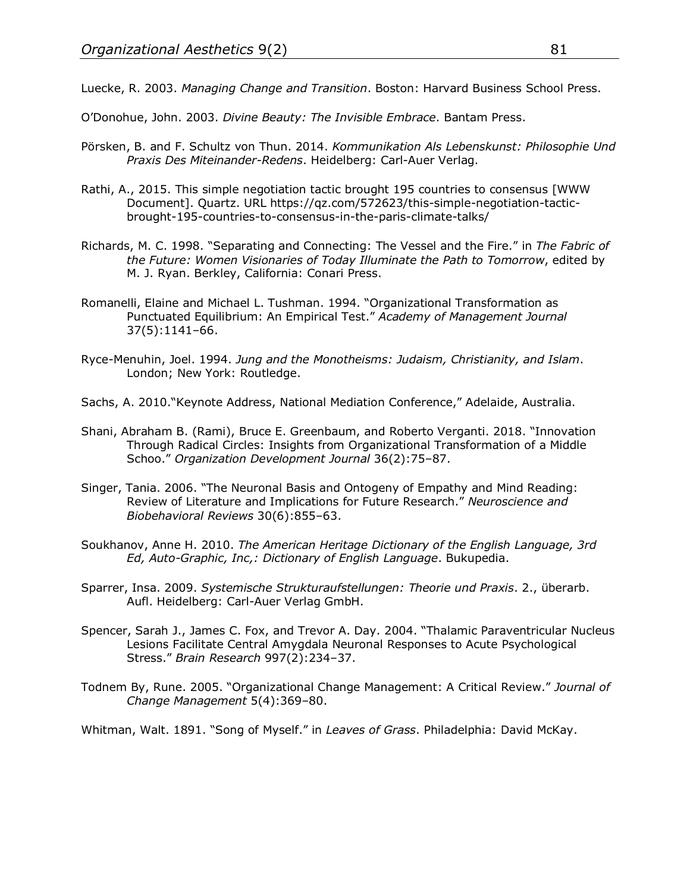Luecke, R. 2003. *Managing Change and Transition*. Boston: Harvard Business School Press.

O'Donohue, John. 2003. *Divine Beauty: The Invisible Embrace*. Bantam Press.

Pörsken, B. and F. Schultz von Thun. 2014. *Kommunikation Als Lebenskunst: Philosophie Und Praxis Des Miteinander-Redens*. Heidelberg: Carl-Auer Verlag.

Rathi, A., 2015. This simple negotiation tactic brought 195 countries to consensus [WWW Document]. Quartz. URL https://qz.com/572623/this-simple-negotiation-tactic-brought-195-countries-to-consensus-in-the-paris-climate-talks/

Richards, M. C. 1998. "Separating and Connecting: The Vessel and the Fire." in *The Fabric of the Future: Women Visionaries of Today Illuminate the Path to Tomorrow*, edited by M. J. Ryan. Berkley, California: Conari Press.

Romanelli, Elaine and Michael L. Tushman. 1994. "Organizational Transformation as Punctuated Equilibrium: An Empirical Test." *Academy of Management Journal* 37(5):1141–66.

Ryce-Menuhin, Joel. 1994. *Jung and the Monotheisms: Judaism, Christianity, and Islam*. London; New York: Routledge.

Sachs, A. 2010."Keynote Address, National Mediation Conference," Adelaide, Australia.

Shani, Abraham B. (Rami), Bruce E. Greenbaum, and Roberto Verganti. 2018. "Innovation Through Radical Circles: Insights from Organizational Transformation of a Middle Schoo." *Organization Development Journal* 36(2):75–87.

Singer, Tania. 2006. "The Neuronal Basis and Ontogeny of Empathy and Mind Reading: Review of Literature and Implications for Future Research." *Neuroscience and Biobehavioral Reviews* 30(6):855–63.

Soukhanov, Anne H. 2010. *The American Heritage Dictionary of the English Language, 3rd Ed, Auto-Graphic, Inc,: Dictionary of English Language*. Bukupedia.

Sparrer, Insa. 2009. *Systemische Strukturaufstellungen: Theorie und Praxis*. 2., überarb. Aufl. Heidelberg: Carl-Auer Verlag GmbH.

Spencer, Sarah J., James C. Fox, and Trevor A. Day. 2004. "Thalamic Paraventricular Nucleus Lesions Facilitate Central Amygdala Neuronal Responses to Acute Psychological Stress." *Brain Research* 997(2):234–37.

Todnem By, Rune. 2005. "Organizational Change Management: A Critical Review." *Journal of Change Management* 5(4):369–80.

Whitman, Walt. 1891. "Song of Myself." in *Leaves of Grass*. Philadelphia: David McKay.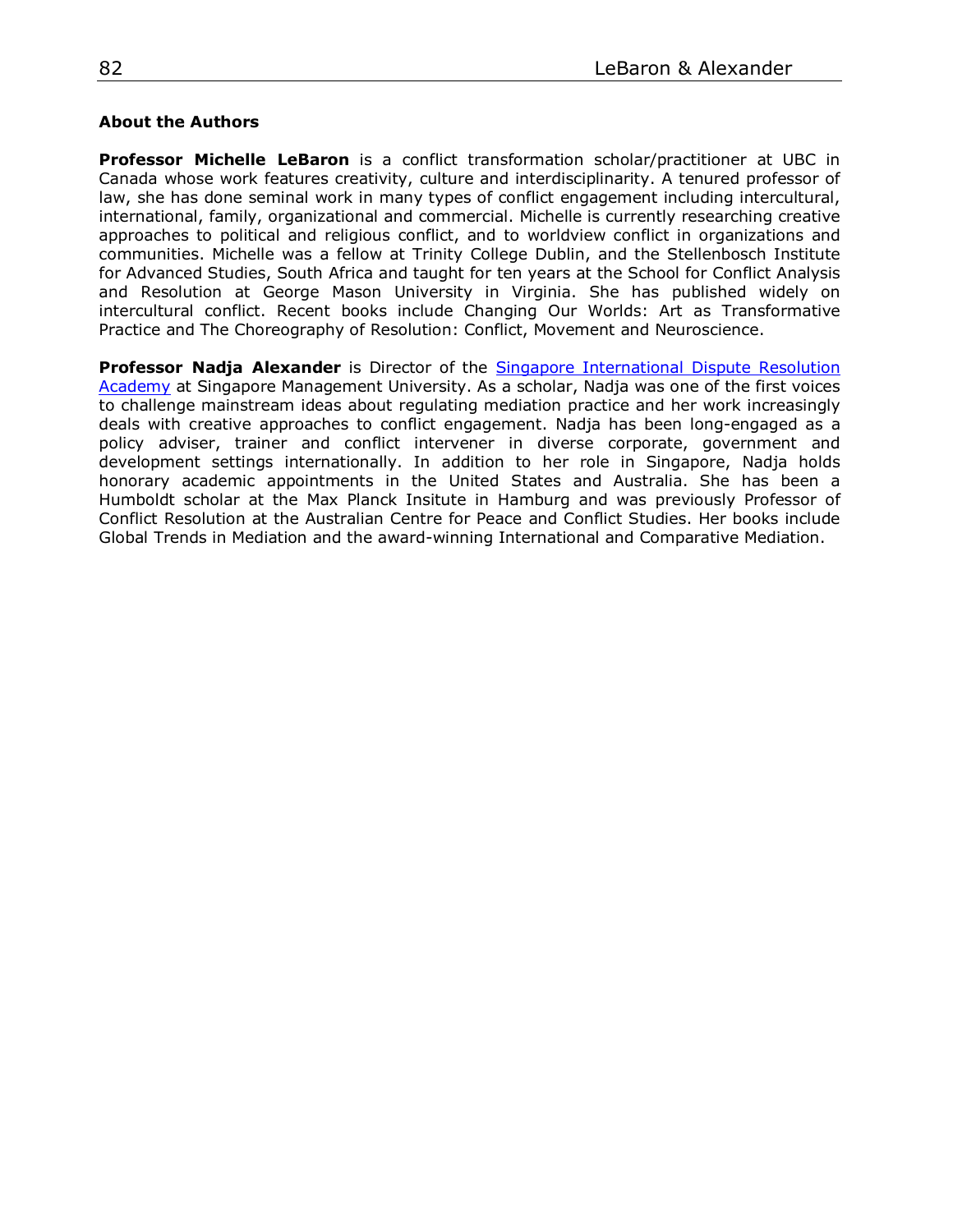**About the Authors**

**Professor Michelle LeBaron** is a conflict transformation scholar/practitioner at UBC in Canada whose work features creativity, culture and interdisciplinarity. A tenured professor of law, she has done seminal work in many types of conflict engagement including intercultural, international, family, organizational and commercial. Michelle is currently researching creative approaches to political and religious conflict, and to worldview conflict in organizations and communities. Michelle was a fellow at Trinity College Dublin, and the Stellenbosch Institute for Advanced Studies, South Africa and taught for ten years at the School for Conflict Analysis and Resolution at George Mason University in Virginia. She has published widely on intercultural conflict. Recent books include Changing Our Worlds: Art as Transformative Practice and The Choreography of Resolution: Conflict, Movement and Neuroscience.

**Professor Nadja Alexander** is Director of the Singapore International Dispute Resolution Academy at Singapore Management University. As a scholar, Nadja was one of the first voices to challenge mainstream ideas about regulating mediation practice and her work increasingly deals with creative approaches to conflict engagement. Nadja has been long-engaged as a policy adviser, trainer and conflict intervener in diverse corporate, government and development settings internationally. In addition to her role in Singapore, Nadja holds honorary academic appointments in the United States and Australia. She has been a Humboldt scholar at the Max Planck Insitute in Hamburg and was previously Professor of Conflict Resolution at the Australian Centre for Peace and Conflict Studies. Her books include Global Trends in Mediation and the award-winning International and Comparative Mediation.